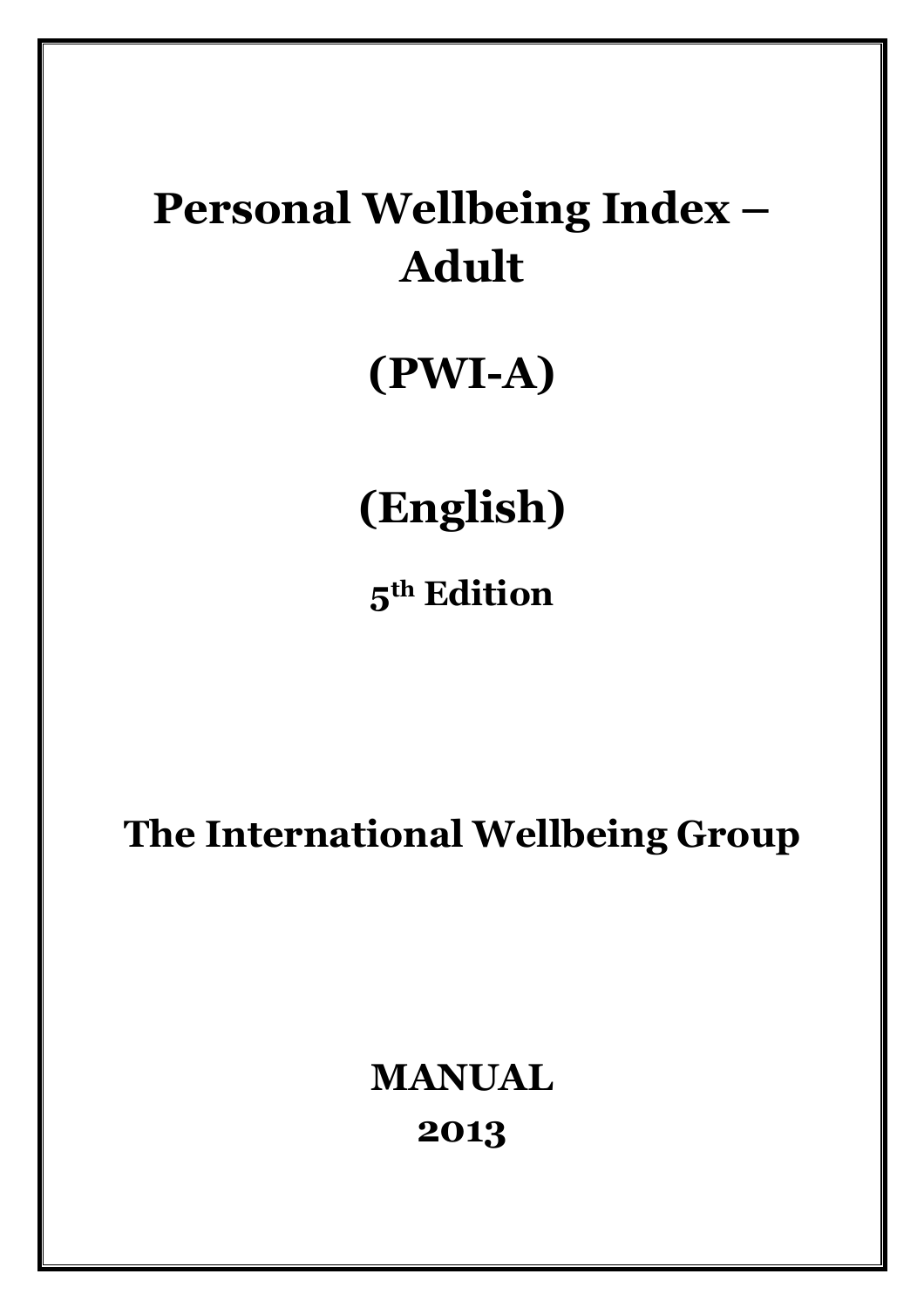# Personal Wellbeing Index – Adult

# (PWI-A)

# (English)

**5th Edition**

## The International Wellbeing Group

**MANUAL**

**2013**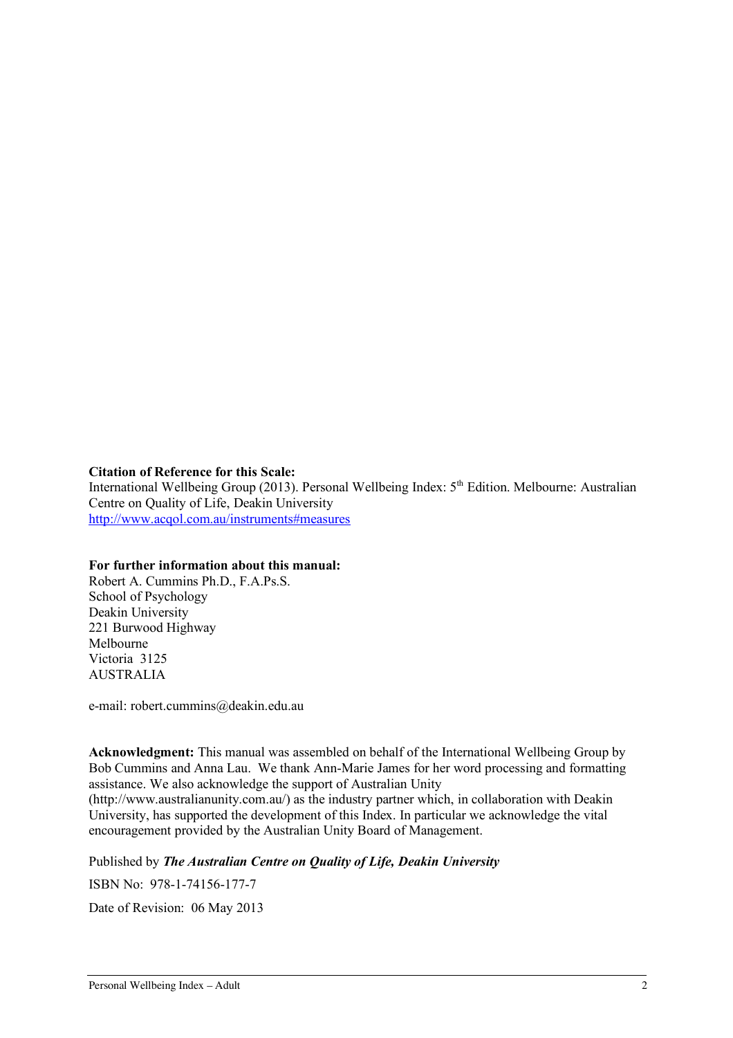**Citation of Reference for this Scale:**
International Wellbeing Group (2013). Personal Wellbeing Index: 5th Edition. Melbourne: Australian Centre on Quality of Life, Deakin University
http://www.acqol.com.au/instruments#measures

**For further information about this manual:**
Robert A. Cummins Ph.D., F.A.Ps.S.
School of Psychology
Deakin University
221 Burwood Highway
Melbourne
Victoria 3125
AUSTRALIA

e-mail: robert.cummins@deakin.edu.au

**Acknowledgment:** This manual was assembled on behalf of the International Wellbeing Group by Bob Cummins and Anna Lau. We thank Ann-Marie James for her word processing and formatting assistance. We also acknowledge the support of Australian Unity (http://www.australianunity.com.au/) as the industry partner which, in collaboration with Deakin University, has supported the development of this Index. In particular we acknowledge the vital encouragement provided by the Australian Unity Board of Management.

Published by ***The Australian Centre on Quality of Life, Deakin University***

ISBN No: 978-1-74156-177-7

Date of Revision: 06 May 2013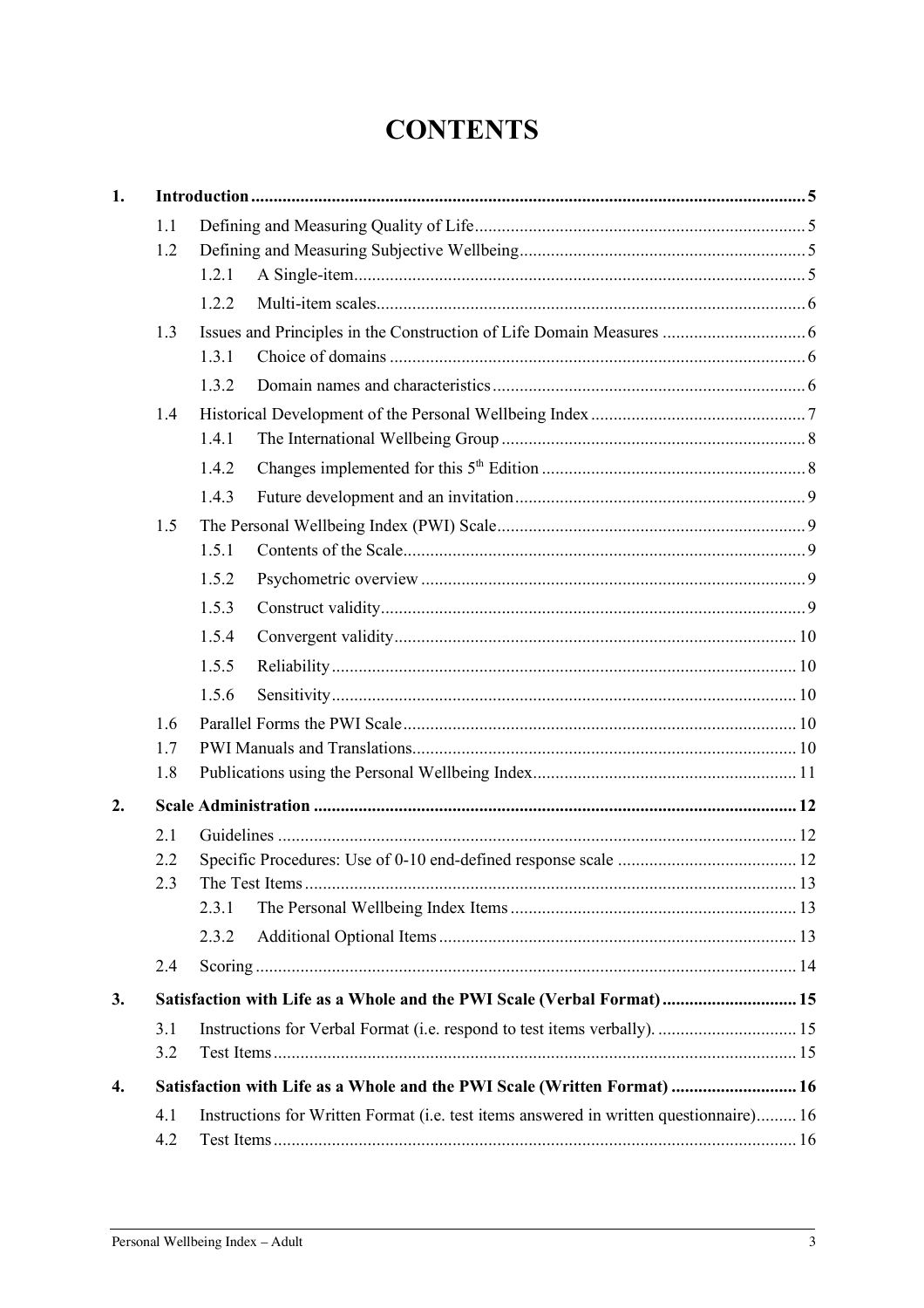# CONTENTS

**1. Introduction** .......... 5

- 1.1 Defining and Measuring Quality of Life .......... 5
- 1.2 Defining and Measuring Subjective Wellbeing .......... 5
  - 1.2.1 A Single-item .......... 5
  - 1.2.2 Multi-item scales .......... 6
- 1.3 Issues and Principles in the Construction of Life Domain Measures .......... 6
  - 1.3.1 Choice of domains .......... 6
  - 1.3.2 Domain names and characteristics .......... 6
- 1.4 Historical Development of the Personal Wellbeing Index .......... 7
  - 1.4.1 The International Wellbeing Group .......... 8
  - 1.4.2 Changes implemented for this 5th Edition .......... 8
  - 1.4.3 Future development and an invitation .......... 9
- 1.5 The Personal Wellbeing Index (PWI) Scale .......... 9
  - 1.5.1 Contents of the Scale .......... 9
  - 1.5.2 Psychometric overview .......... 9
  - 1.5.3 Construct validity .......... 9
  - 1.5.4 Convergent validity .......... 10
  - 1.5.5 Reliability .......... 10
  - 1.5.6 Sensitivity .......... 10
- 1.6 Parallel Forms the PWI Scale .......... 10
- 1.7 PWI Manuals and Translations .......... 10
- 1.8 Publications using the Personal Wellbeing Index .......... 11

**2. Scale Administration** .......... 12

- 2.1 Guidelines .......... 12
- 2.2 Specific Procedures: Use of 0-10 end-defined response scale .......... 12
- 2.3 The Test Items .......... 13
  - 2.3.1 The Personal Wellbeing Index Items .......... 13
  - 2.3.2 Additional Optional Items .......... 13
- 2.4 Scoring .......... 14

**3. Satisfaction with Life as a Whole and the PWI Scale (Verbal Format)** .......... 15

- 3.1 Instructions for Verbal Format (i.e. respond to test items verbally). .......... 15
- 3.2 Test Items .......... 15

**4. Satisfaction with Life as a Whole and the PWI Scale (Written Format)** .......... 16

- 4.1 Instructions for Written Format (i.e. test items answered in written questionnaire) .......... 16
- 4.2 Test Items .......... 16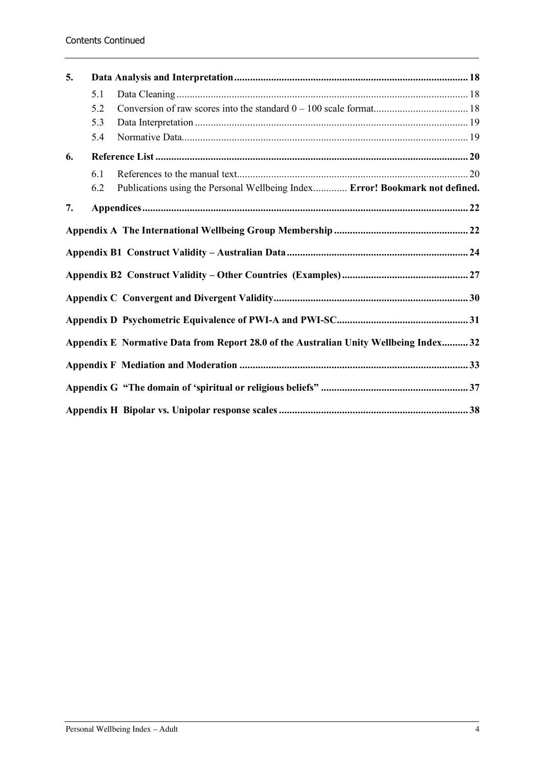Contents Continued

**5. Data Analysis and Interpretation** ........ **18**

- 5.1 Data Cleaning ........ 18
- 5.2 Conversion of raw scores into the standard 0 – 100 scale format........ 18
- 5.3 Data Interpretation ........ 19
- 5.4 Normative Data........ 19

**6. Reference List** ........ **20**

- 6.1 References to the manual text........ 20
- 6.2 Publications using the Personal Wellbeing Index........ **Error! Bookmark not defined.**

**7. Appendices** ........ **22**

**Appendix A The International Wellbeing Group Membership** ........ **22**

**Appendix B1 Construct Validity – Australian Data** ........ **24**

**Appendix B2 Construct Validity – Other Countries (Examples)** ........ **27**

**Appendix C Convergent and Divergent Validity** ........ **30**

**Appendix D Psychometric Equivalence of PWI-A and PWI-SC** ........ **31**

**Appendix E Normative Data from Report 28.0 of the Australian Unity Wellbeing Index** ........ **32**

**Appendix F Mediation and Moderation** ........ **33**

**Appendix G "The domain of 'spiritual or religious beliefs"** ........ **37**

**Appendix H Bipolar vs. Unipolar response scales** ........ **38**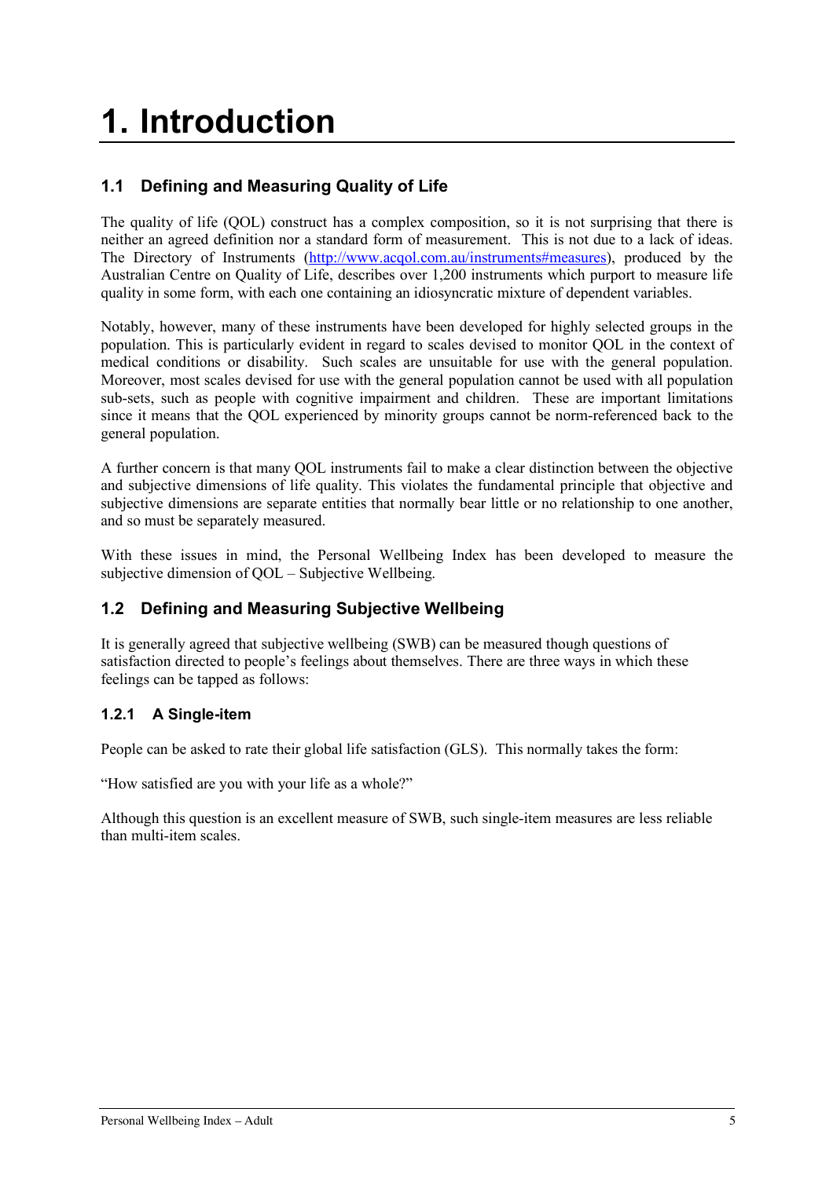# 1. Introduction

## 1.1 Defining and Measuring Quality of Life

The quality of life (QOL) construct has a complex composition, so it is not surprising that there is neither an agreed definition nor a standard form of measurement. This is not due to a lack of ideas. The Directory of Instruments (http://www.acqol.com.au/instruments#measures), produced by the Australian Centre on Quality of Life, describes over 1,200 instruments which purport to measure life quality in some form, with each one containing an idiosyncratic mixture of dependent variables.

Notably, however, many of these instruments have been developed for highly selected groups in the population. This is particularly evident in regard to scales devised to monitor QOL in the context of medical conditions or disability. Such scales are unsuitable for use with the general population. Moreover, most scales devised for use with the general population cannot be used with all population sub-sets, such as people with cognitive impairment and children. These are important limitations since it means that the QOL experienced by minority groups cannot be norm-referenced back to the general population.

A further concern is that many QOL instruments fail to make a clear distinction between the objective and subjective dimensions of life quality. This violates the fundamental principle that objective and subjective dimensions are separate entities that normally bear little or no relationship to one another, and so must be separately measured.

With these issues in mind, the Personal Wellbeing Index has been developed to measure the subjective dimension of QOL – Subjective Wellbeing.

## 1.2 Defining and Measuring Subjective Wellbeing

It is generally agreed that subjective wellbeing (SWB) can be measured though questions of satisfaction directed to people's feelings about themselves. There are three ways in which these feelings can be tapped as follows:

### 1.2.1 A Single-item

People can be asked to rate their global life satisfaction (GLS). This normally takes the form:

"How satisfied are you with your life as a whole?"

Although this question is an excellent measure of SWB, such single-item measures are less reliable than multi-item scales.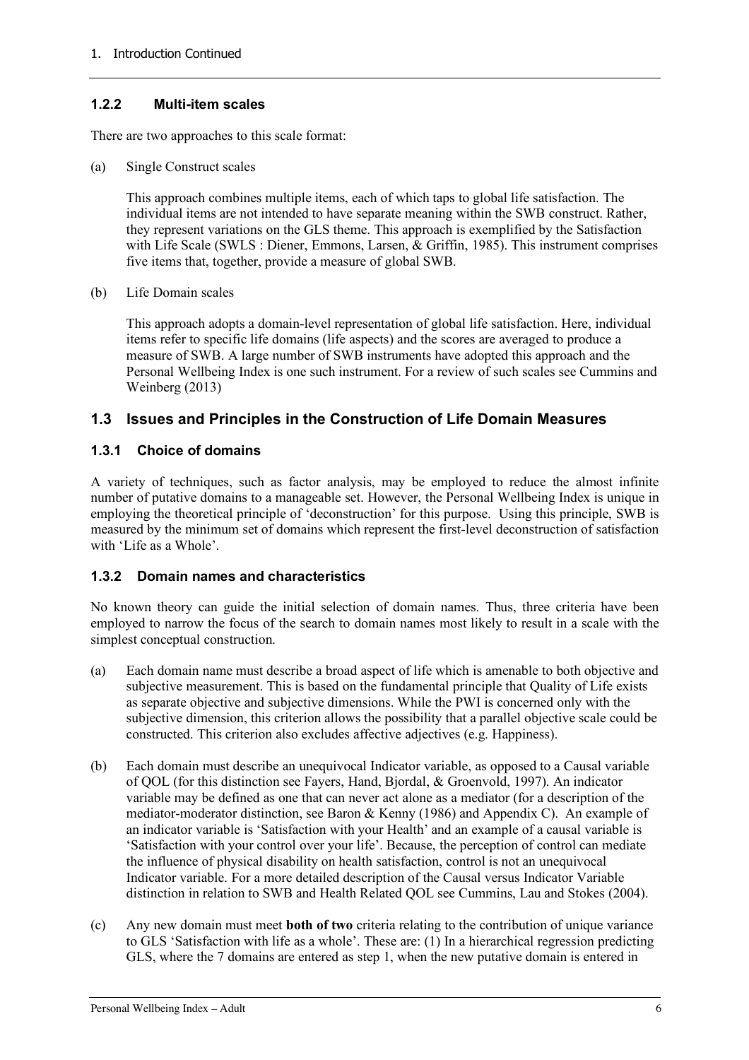### 1.2.2 Multi-item scales

There are two approaches to this scale format:

(a) Single Construct scales

This approach combines multiple items, each of which taps to global life satisfaction. The individual items are not intended to have separate meaning within the SWB construct. Rather, they represent variations on the GLS theme. This approach is exemplified by the Satisfaction with Life Scale (SWLS : Diener, Emmons, Larsen, & Griffin, 1985). This instrument comprises five items that, together, provide a measure of global SWB.

(b) Life Domain scales

This approach adopts a domain-level representation of global life satisfaction. Here, individual items refer to specific life domains (life aspects) and the scores are averaged to produce a measure of SWB. A large number of SWB instruments have adopted this approach and the Personal Wellbeing Index is one such instrument. For a review of such scales see Cummins and Weinberg (2013)

## 1.3 Issues and Principles in the Construction of Life Domain Measures

### 1.3.1 Choice of domains

A variety of techniques, such as factor analysis, may be employed to reduce the almost infinite number of putative domains to a manageable set. However, the Personal Wellbeing Index is unique in employing the theoretical principle of 'deconstruction' for this purpose. Using this principle, SWB is measured by the minimum set of domains which represent the first-level deconstruction of satisfaction with 'Life as a Whole'.

### 1.3.2 Domain names and characteristics

No known theory can guide the initial selection of domain names. Thus, three criteria have been employed to narrow the focus of the search to domain names most likely to result in a scale with the simplest conceptual construction.

(a) Each domain name must describe a broad aspect of life which is amenable to both objective and subjective measurement. This is based on the fundamental principle that Quality of Life exists as separate objective and subjective dimensions. While the PWI is concerned only with the subjective dimension, this criterion allows the possibility that a parallel objective scale could be constructed. This criterion also excludes affective adjectives (e.g. Happiness).

(b) Each domain must describe an unequivocal Indicator variable, as opposed to a Causal variable of QOL (for this distinction see Fayers, Hand, Bjordal, & Groenvold, 1997). An indicator variable may be defined as one that can never act alone as a mediator (for a description of the mediator-moderator distinction, see Baron & Kenny (1986) and Appendix C). An example of an indicator variable is 'Satisfaction with your Health' and an example of a causal variable is 'Satisfaction with your control over your life'. Because, the perception of control can mediate the influence of physical disability on health satisfaction, control is not an unequivocal Indicator variable. For a more detailed description of the Causal versus Indicator Variable distinction in relation to SWB and Health Related QOL see Cummins, Lau and Stokes (2004).

(c) Any new domain must meet **both of two** criteria relating to the contribution of unique variance to GLS 'Satisfaction with life as a whole'. These are: (1) In a hierarchical regression predicting GLS, where the 7 domains are entered as step 1, when the new putative domain is entered in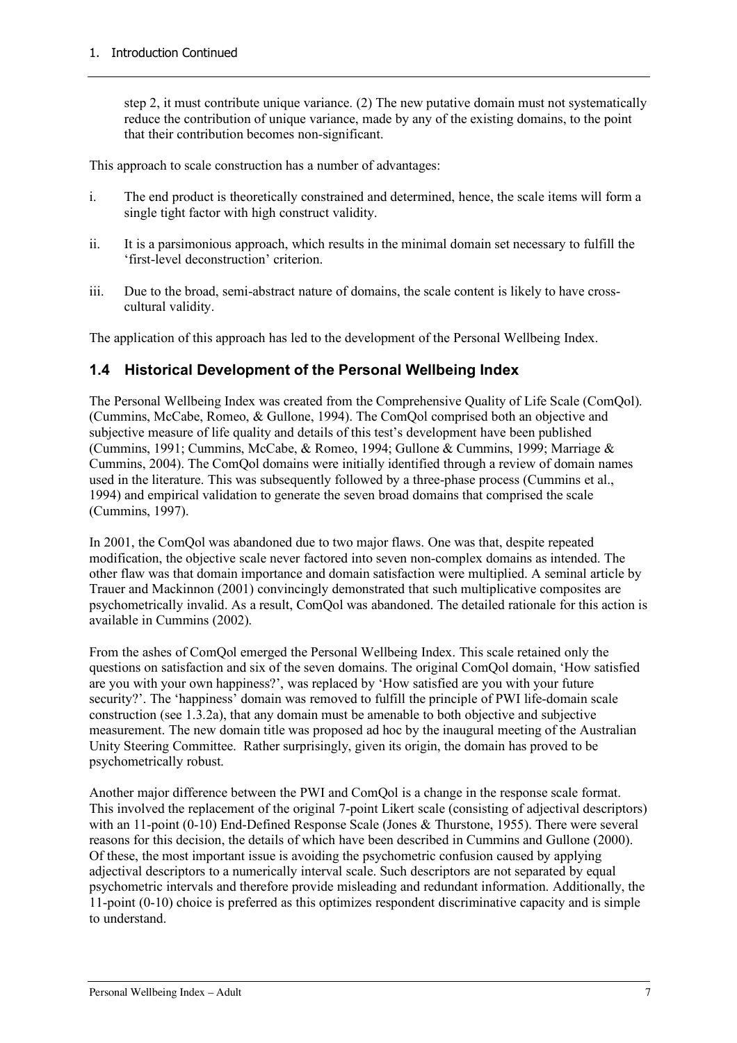step 2, it must contribute unique variance. (2) The new putative domain must not systematically reduce the contribution of unique variance, made by any of the existing domains, to the point that their contribution becomes non-significant.

This approach to scale construction has a number of advantages:

i. The end product is theoretically constrained and determined, hence, the scale items will form a single tight factor with high construct validity.

ii. It is a parsimonious approach, which results in the minimal domain set necessary to fulfill the 'first-level deconstruction' criterion.

iii. Due to the broad, semi-abstract nature of domains, the scale content is likely to have cross-cultural validity.

The application of this approach has led to the development of the Personal Wellbeing Index.

## 1.4 Historical Development of the Personal Wellbeing Index

The Personal Wellbeing Index was created from the Comprehensive Quality of Life Scale (ComQol). (Cummins, McCabe, Romeo, & Gullone, 1994). The ComQol comprised both an objective and subjective measure of life quality and details of this test's development have been published (Cummins, 1991; Cummins, McCabe, & Romeo, 1994; Gullone & Cummins, 1999; Marriage & Cummins, 2004). The ComQol domains were initially identified through a review of domain names used in the literature. This was subsequently followed by a three-phase process (Cummins et al., 1994) and empirical validation to generate the seven broad domains that comprised the scale (Cummins, 1997).

In 2001, the ComQol was abandoned due to two major flaws. One was that, despite repeated modification, the objective scale never factored into seven non-complex domains as intended. The other flaw was that domain importance and domain satisfaction were multiplied. A seminal article by Trauer and Mackinnon (2001) convincingly demonstrated that such multiplicative composites are psychometrically invalid. As a result, ComQol was abandoned. The detailed rationale for this action is available in Cummins (2002).

From the ashes of ComQol emerged the Personal Wellbeing Index. This scale retained only the questions on satisfaction and six of the seven domains. The original ComQol domain, 'How satisfied are you with your own happiness?', was replaced by 'How satisfied are you with your future security?'. The 'happiness' domain was removed to fulfill the principle of PWI life-domain scale construction (see 1.3.2a), that any domain must be amenable to both objective and subjective measurement. The new domain title was proposed ad hoc by the inaugural meeting of the Australian Unity Steering Committee. Rather surprisingly, given its origin, the domain has proved to be psychometrically robust.

Another major difference between the PWI and ComQol is a change in the response scale format. This involved the replacement of the original 7-point Likert scale (consisting of adjectival descriptors) with an 11-point (0-10) End-Defined Response Scale (Jones & Thurstone, 1955). There were several reasons for this decision, the details of which have been described in Cummins and Gullone (2000). Of these, the most important issue is avoiding the psychometric confusion caused by applying adjectival descriptors to a numerically interval scale. Such descriptors are not separated by equal psychometric intervals and therefore provide misleading and redundant information. Additionally, the 11-point (0-10) choice is preferred as this optimizes respondent discriminative capacity and is simple to understand.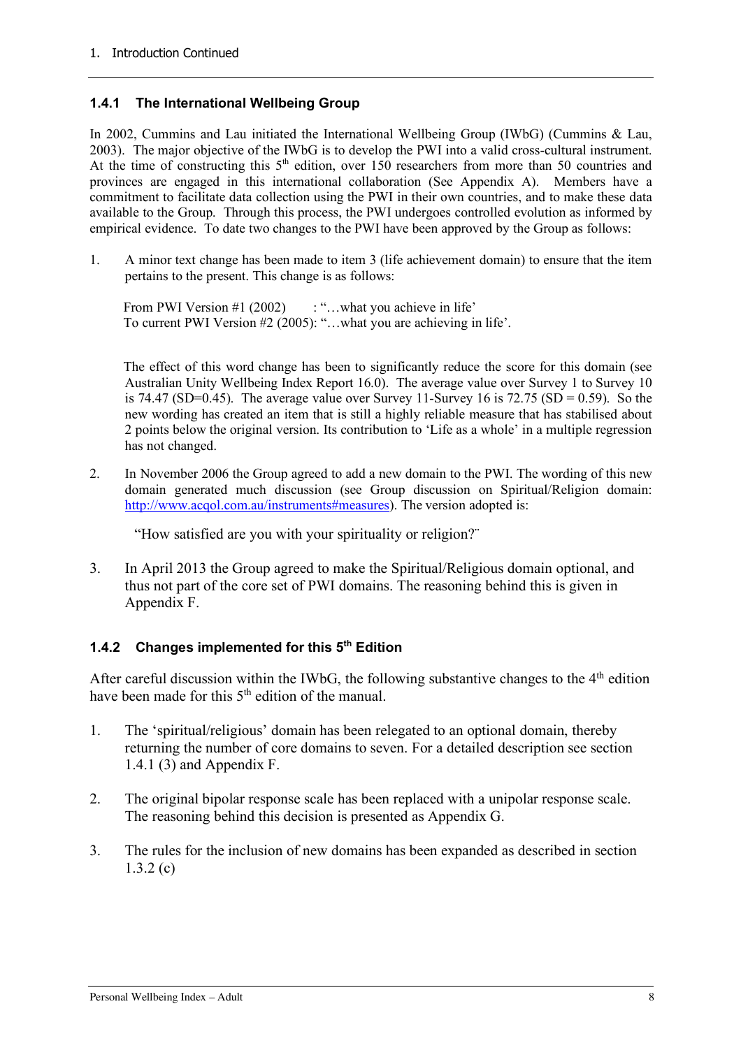### 1.4.1 The International Wellbeing Group

In 2002, Cummins and Lau initiated the International Wellbeing Group (IWbG) (Cummins & Lau, 2003). The major objective of the IWbG is to develop the PWI into a valid cross-cultural instrument. At the time of constructing this 5th edition, over 150 researchers from more than 50 countries and provinces are engaged in this international collaboration (See Appendix A). Members have a commitment to facilitate data collection using the PWI in their own countries, and to make these data available to the Group. Through this process, the PWI undergoes controlled evolution as informed by empirical evidence. To date two changes to the PWI have been approved by the Group as follows:

1. A minor text change has been made to item 3 (life achievement domain) to ensure that the item pertains to the present. This change is as follows:

   From PWI Version #1 (2002) : "…what you achieve in life'
   To current PWI Version #2 (2005): "…what you are achieving in life'.

   The effect of this word change has been to significantly reduce the score for this domain (see Australian Unity Wellbeing Index Report 16.0). The average value over Survey 1 to Survey 10 is 74.47 (SD=0.45). The average value over Survey 11-Survey 16 is 72.75 (SD = 0.59). So the new wording has created an item that is still a highly reliable measure that has stabilised about 2 points below the original version. Its contribution to 'Life as a whole' in a multiple regression has not changed.

2. In November 2006 the Group agreed to add a new domain to the PWI. The wording of this new domain generated much discussion (see Group discussion on Spiritual/Religion domain: [http://www.acqol.com.au/instruments#measures](http://www.acqol.com.au/instruments#measures)). The version adopted is:

   "How satisfied are you with your spirituality or religion?"

3. In April 2013 the Group agreed to make the Spiritual/Religious domain optional, and thus not part of the core set of PWI domains. The reasoning behind this is given in Appendix F.

### 1.4.2 Changes implemented for this 5th Edition

After careful discussion within the IWbG, the following substantive changes to the 4th edition have been made for this 5th edition of the manual.

1. The 'spiritual/religious' domain has been relegated to an optional domain, thereby returning the number of core domains to seven. For a detailed description see section 1.4.1 (3) and Appendix F.

2. The original bipolar response scale has been replaced with a unipolar response scale. The reasoning behind this decision is presented as Appendix G.

3. The rules for the inclusion of new domains has been expanded as described in section 1.3.2 (c)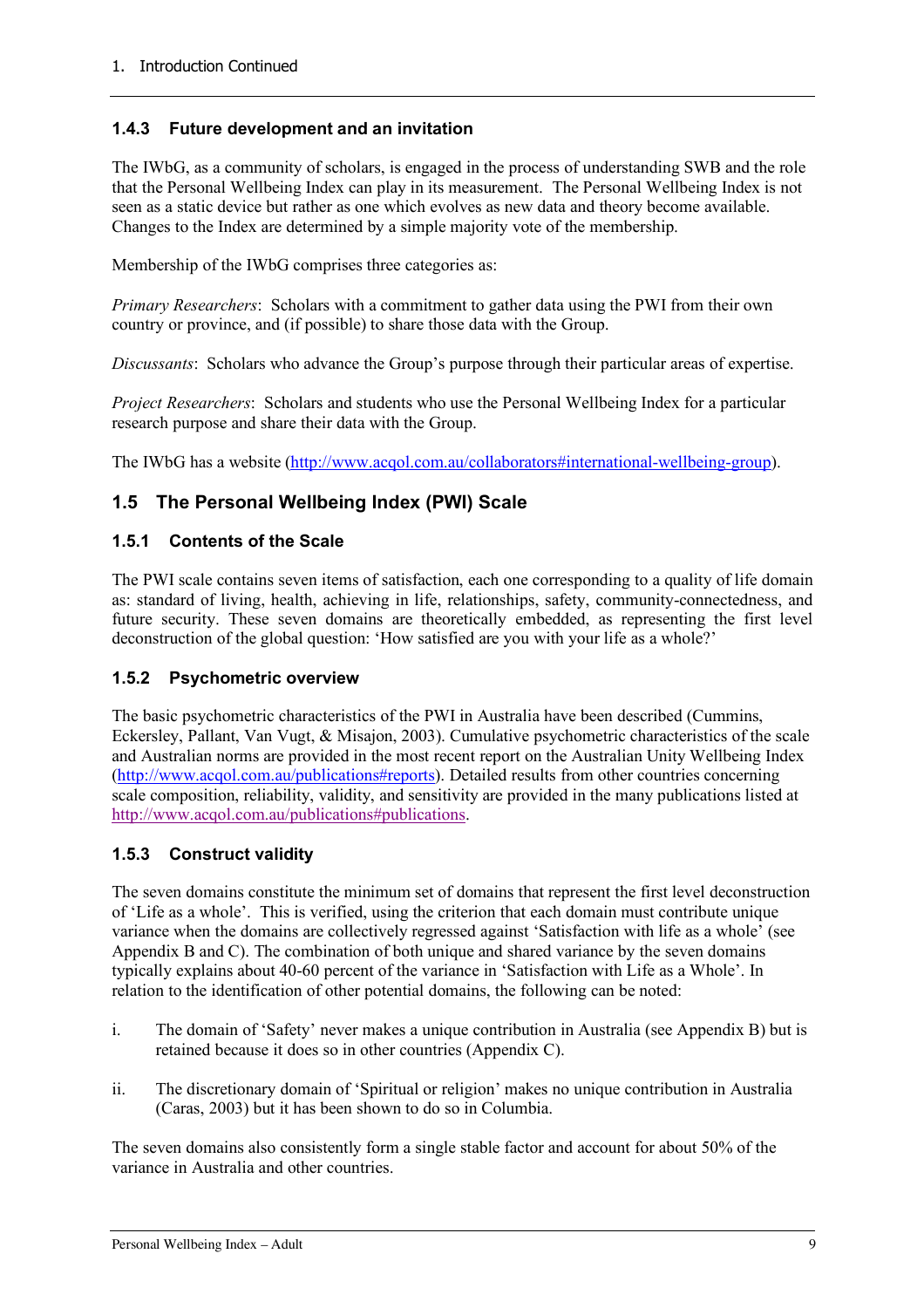### 1.4.3 Future development and an invitation

The IWbG, as a community of scholars, is engaged in the process of understanding SWB and the role that the Personal Wellbeing Index can play in its measurement. The Personal Wellbeing Index is not seen as a static device but rather as one which evolves as new data and theory become available. Changes to the Index are determined by a simple majority vote of the membership.

Membership of the IWbG comprises three categories as:

*Primary Researchers*: Scholars with a commitment to gather data using the PWI from their own country or province, and (if possible) to share those data with the Group.

*Discussants*: Scholars who advance the Group's purpose through their particular areas of expertise.

*Project Researchers*: Scholars and students who use the Personal Wellbeing Index for a particular research purpose and share their data with the Group.

The IWbG has a website (http://www.acqol.com.au/collaborators#international-wellbeing-group).

## 1.5 The Personal Wellbeing Index (PWI) Scale

### 1.5.1 Contents of the Scale

The PWI scale contains seven items of satisfaction, each one corresponding to a quality of life domain as: standard of living, health, achieving in life, relationships, safety, community-connectedness, and future security. These seven domains are theoretically embedded, as representing the first level deconstruction of the global question: 'How satisfied are you with your life as a whole?'

### 1.5.2 Psychometric overview

The basic psychometric characteristics of the PWI in Australia have been described (Cummins, Eckersley, Pallant, Van Vugt, & Misajon, 2003). Cumulative psychometric characteristics of the scale and Australian norms are provided in the most recent report on the Australian Unity Wellbeing Index (http://www.acqol.com.au/publications#reports). Detailed results from other countries concerning scale composition, reliability, validity, and sensitivity are provided in the many publications listed at http://www.acqol.com.au/publications#publications.

### 1.5.3 Construct validity

The seven domains constitute the minimum set of domains that represent the first level deconstruction of 'Life as a whole'. This is verified, using the criterion that each domain must contribute unique variance when the domains are collectively regressed against 'Satisfaction with life as a whole' (see Appendix B and C). The combination of both unique and shared variance by the seven domains typically explains about 40-60 percent of the variance in 'Satisfaction with Life as a Whole'. In relation to the identification of other potential domains, the following can be noted:

i. The domain of 'Safety' never makes a unique contribution in Australia (see Appendix B) but is retained because it does so in other countries (Appendix C).

ii. The discretionary domain of 'Spiritual or religion' makes no unique contribution in Australia (Caras, 2003) but it has been shown to do so in Columbia.

The seven domains also consistently form a single stable factor and account for about 50% of the variance in Australia and other countries.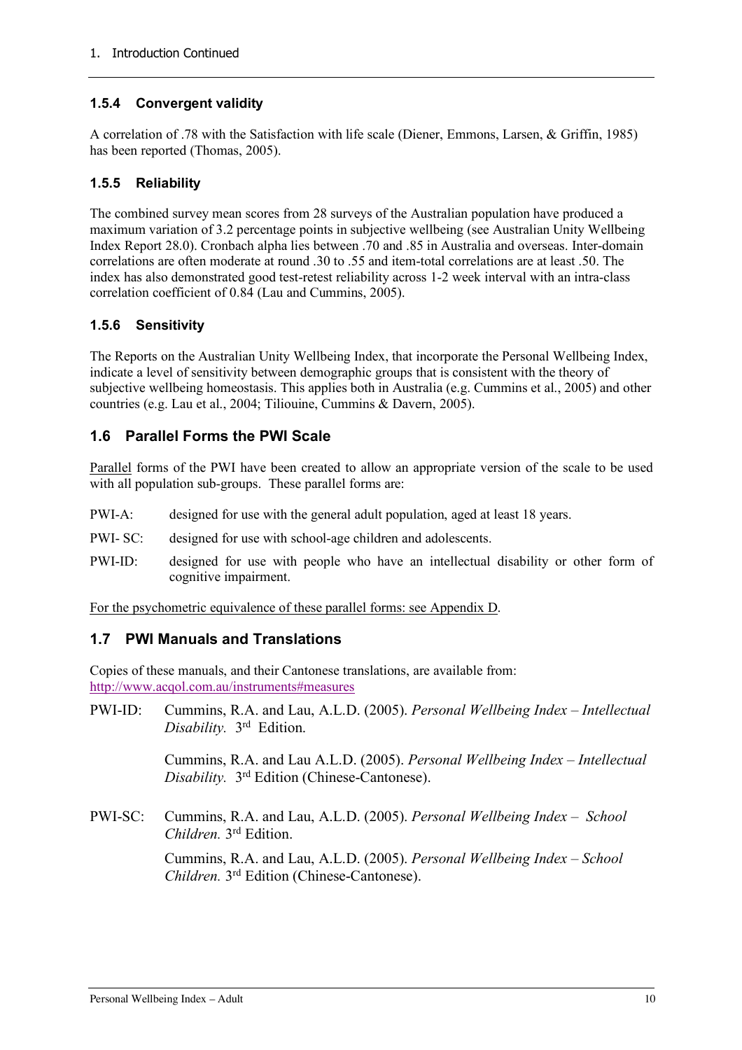### 1.5.4 Convergent validity

A correlation of .78 with the Satisfaction with life scale (Diener, Emmons, Larsen, & Griffin, 1985) has been reported (Thomas, 2005).

### 1.5.5 Reliability

The combined survey mean scores from 28 surveys of the Australian population have produced a maximum variation of 3.2 percentage points in subjective wellbeing (see Australian Unity Wellbeing Index Report 28.0). Cronbach alpha lies between .70 and .85 in Australia and overseas. Inter-domain correlations are often moderate at round .30 to .55 and item-total correlations are at least .50. The index has also demonstrated good test-retest reliability across 1-2 week interval with an intra-class correlation coefficient of 0.84 (Lau and Cummins, 2005).

### 1.5.6 Sensitivity

The Reports on the Australian Unity Wellbeing Index, that incorporate the Personal Wellbeing Index, indicate a level of sensitivity between demographic groups that is consistent with the theory of subjective wellbeing homeostasis. This applies both in Australia (e.g. Cummins et al., 2005) and other countries (e.g. Lau et al., 2004; Tilioune, Cummins & Davern, 2005).

## 1.6 Parallel Forms the PWI Scale

Parallel forms of the PWI have been created to allow an appropriate version of the scale to be used with all population sub-groups. These parallel forms are:

PWI-A: designed for use with the general adult population, aged at least 18 years.

PWI- SC: designed for use with school-age children and adolescents.

PWI-ID: designed for use with people who have an intellectual disability or other form of cognitive impairment.

For the psychometric equivalence of these parallel forms: see Appendix D.

## 1.7 PWI Manuals and Translations

Copies of these manuals, and their Cantonese translations, are available from:
http://www.acqol.com.au/instruments#measures

PWI-ID: Cummins, R.A. and Lau, A.L.D. (2005). *Personal Wellbeing Index – Intellectual Disability.* 3rd Edition.

Cummins, R.A. and Lau A.L.D. (2005). *Personal Wellbeing Index – Intellectual Disability.* 3rd Edition (Chinese-Cantonese).

PWI-SC: Cummins, R.A. and Lau, A.L.D. (2005). *Personal Wellbeing Index – School Children.* 3rd Edition.

Cummins, R.A. and Lau, A.L.D. (2005). *Personal Wellbeing Index – School Children.* 3rd Edition (Chinese-Cantonese).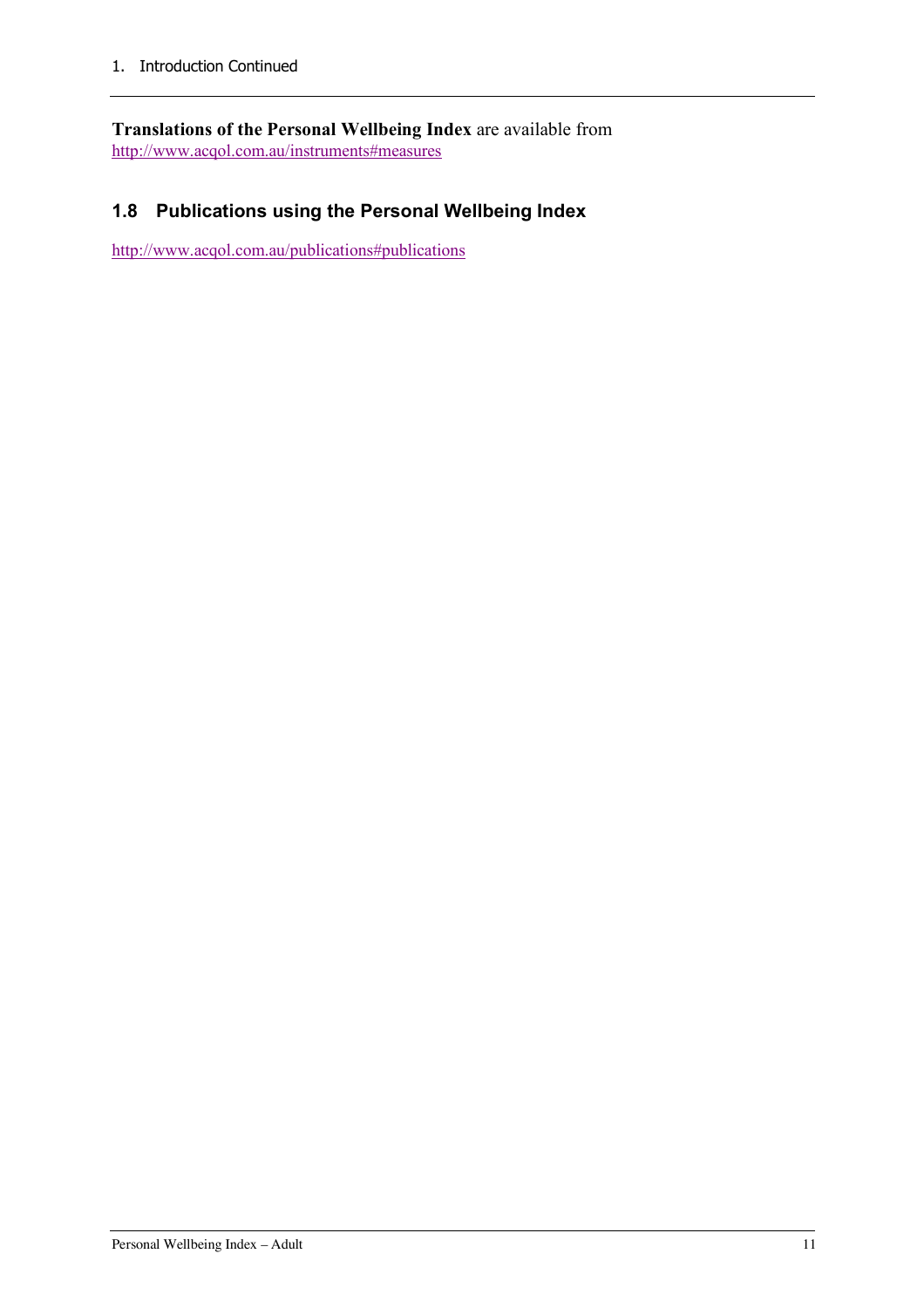**Translations of the Personal Wellbeing Index** are available from http://www.acqol.com.au/instruments#measures

## 1.8 Publications using the Personal Wellbeing Index

http://www.acqol.com.au/publications#publications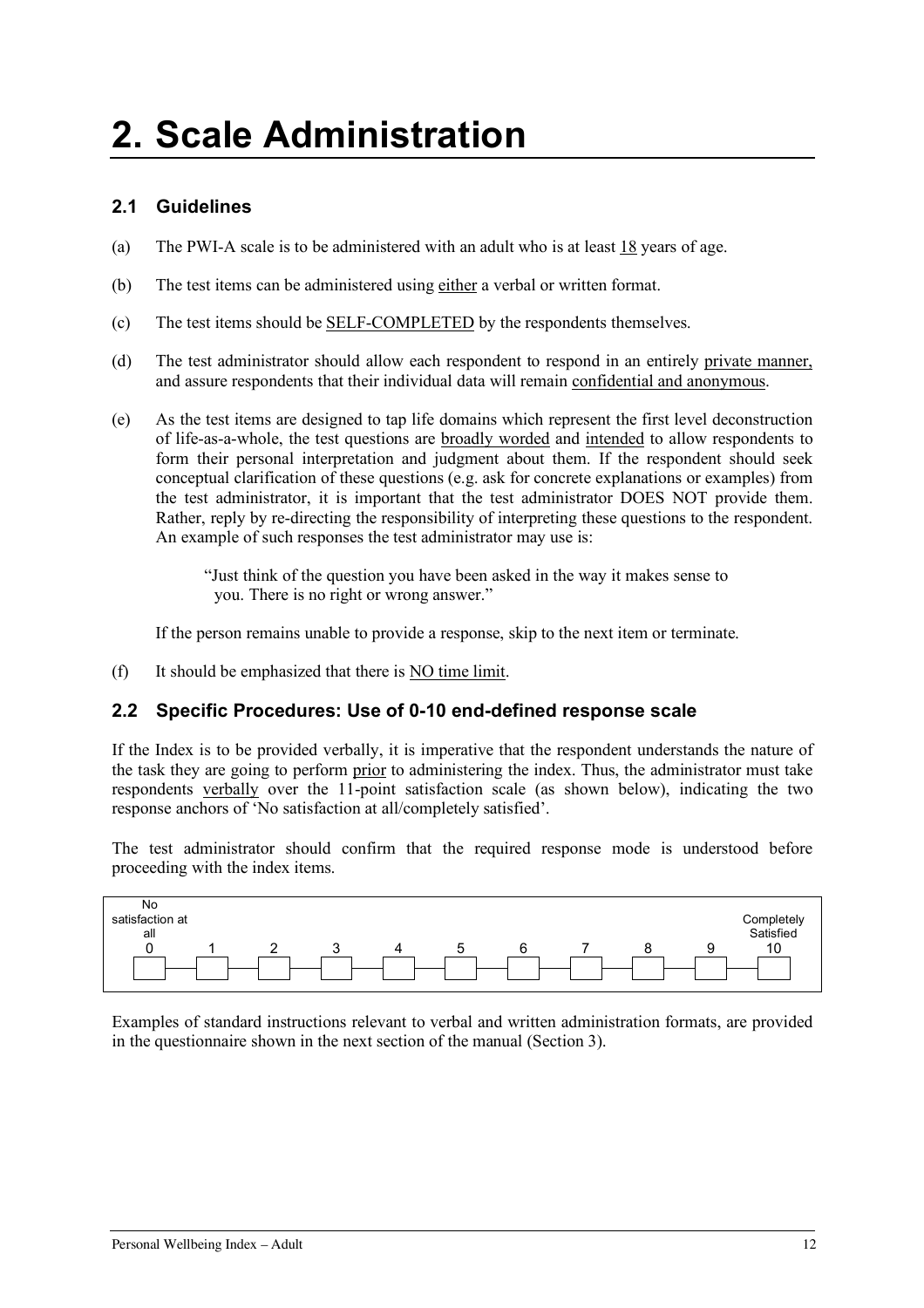# 2. Scale Administration

## 2.1 Guidelines

(a) The PWI-A scale is to be administered with an adult who is at least <u>18</u> years of age.

(b) The test items can be administered using <u>either</u> a verbal or written format.

(c) The test items should be <u>SELF-COMPLETED</u> by the respondents themselves.

(d) The test administrator should allow each respondent to respond in an entirely <u>private manner,</u> and assure respondents that their individual data will remain <u>confidential and anonymous</u>.

(e) As the test items are designed to tap life domains which represent the first level deconstruction of life-as-a-whole, the test questions are <u>broadly worded</u> and <u>intended</u> to allow respondents to form their personal interpretation and judgment about them. If the respondent should seek conceptual clarification of these questions (e.g. ask for concrete explanations or examples) from the test administrator, it is important that the test administrator DOES NOT provide them. Rather, reply by re-directing the responsibility of interpreting these questions to the respondent. An example of such responses the test administrator may use is:

> "Just think of the question you have been asked in the way it makes sense to you. There is no right or wrong answer."

If the person remains unable to provide a response, skip to the next item or terminate.

(f) It should be emphasized that there is <u>NO time limit</u>.

## 2.2 Specific Procedures: Use of 0-10 end-defined response scale

If the Index is to be provided verbally, it is imperative that the respondent understands the nature of the task they are going to perform <u>prior</u> to administering the index. Thus, the administrator must take respondents <u>verbally</u> over the 11-point satisfaction scale (as shown below), indicating the two response anchors of 'No satisfaction at all/completely satisfied'.

The test administrator should confirm that the required response mode is understood before proceeding with the index items.

| No satisfaction at all | | | | | | | | | | Completely Satisfied |
|---|---|---|---|---|---|---|---|---|---|---|
| 0 | 1 | 2 | 3 | 4 | 5 | 6 | 7 | 8 | 9 | 10 |
| ☐ | ☐ | ☐ | ☐ | ☐ | ☐ | ☐ | ☐ | ☐ | ☐ | ☐ |

Examples of standard instructions relevant to verbal and written administration formats, are provided in the questionnaire shown in the next section of the manual (Section 3).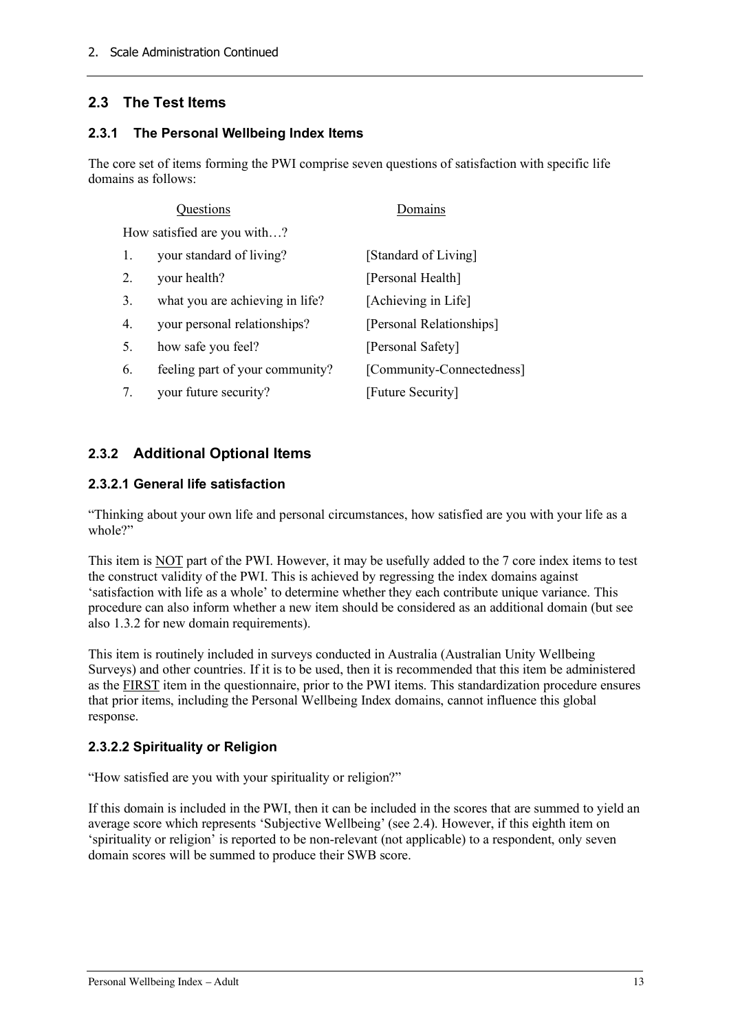## 2.3 The Test Items

### 2.3.1 The Personal Wellbeing Index Items

The core set of items forming the PWI comprise seven questions of satisfaction with specific life domains as follows:

| | Questions | Domains |
|---|---|---|
| | How satisfied are you with…? | |
| 1. | your standard of living? | [Standard of Living] |
| 2. | your health? | [Personal Health] |
| 3. | what you are achieving in life? | [Achieving in Life] |
| 4. | your personal relationships? | [Personal Relationships] |
| 5. | how safe you feel? | [Personal Safety] |
| 6. | feeling part of your community? | [Community-Connectedness] |
| 7. | your future security? | [Future Security] |

### 2.3.2 Additional Optional Items

#### 2.3.2.1 General life satisfaction

"Thinking about your own life and personal circumstances, how satisfied are you with your life as a whole?"

This item is NOT part of the PWI. However, it may be usefully added to the 7 core index items to test the construct validity of the PWI. This is achieved by regressing the index domains against 'satisfaction with life as a whole' to determine whether they each contribute unique variance. This procedure can also inform whether a new item should be considered as an additional domain (but see also 1.3.2 for new domain requirements).

This item is routinely included in surveys conducted in Australia (Australian Unity Wellbeing Surveys) and other countries. If it is to be used, then it is recommended that this item be administered as the FIRST item in the questionnaire, prior to the PWI items. This standardization procedure ensures that prior items, including the Personal Wellbeing Index domains, cannot influence this global response.

#### 2.3.2.2 Spirituality or Religion

"How satisfied are you with your spirituality or religion?"

If this domain is included in the PWI, then it can be included in the scores that are summed to yield an average score which represents 'Subjective Wellbeing' (see 2.4). However, if this eighth item on 'spirituality or religion' is reported to be non-relevant (not applicable) to a respondent, only seven domain scores will be summed to produce their SWB score.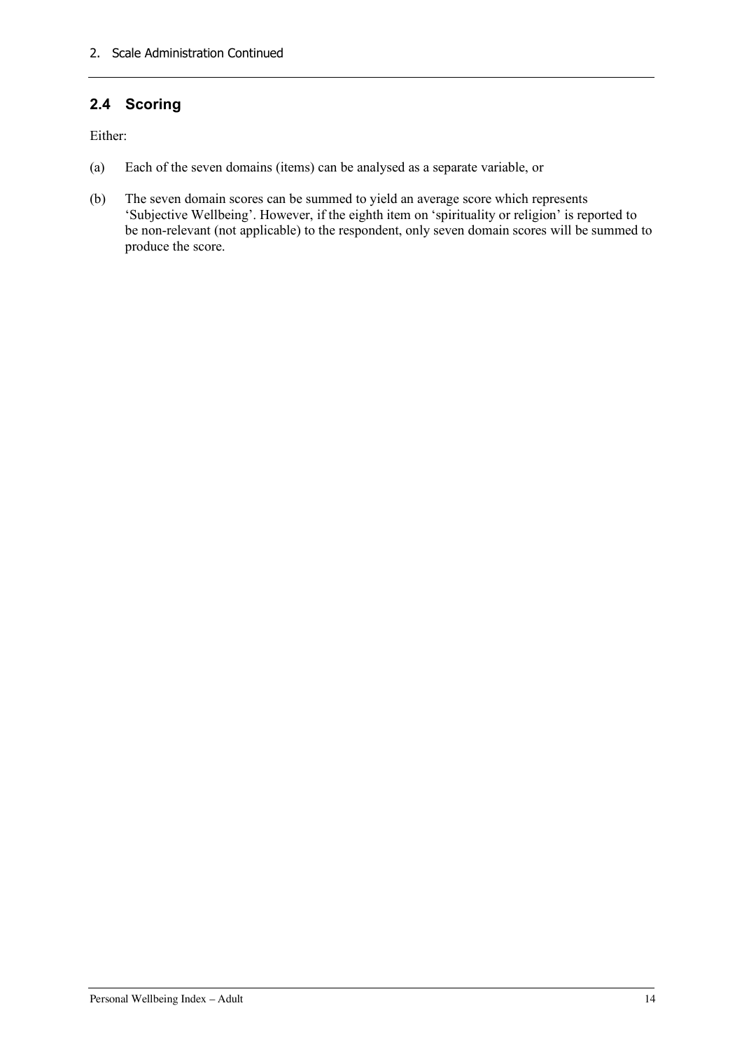## 2.4 Scoring

Either:

(a) Each of the seven domains (items) can be analysed as a separate variable, or

(b) The seven domain scores can be summed to yield an average score which represents 'Subjective Wellbeing'. However, if the eighth item on 'spirituality or religion' is reported to be non-relevant (not applicable) to the respondent, only seven domain scores will be summed to produce the score.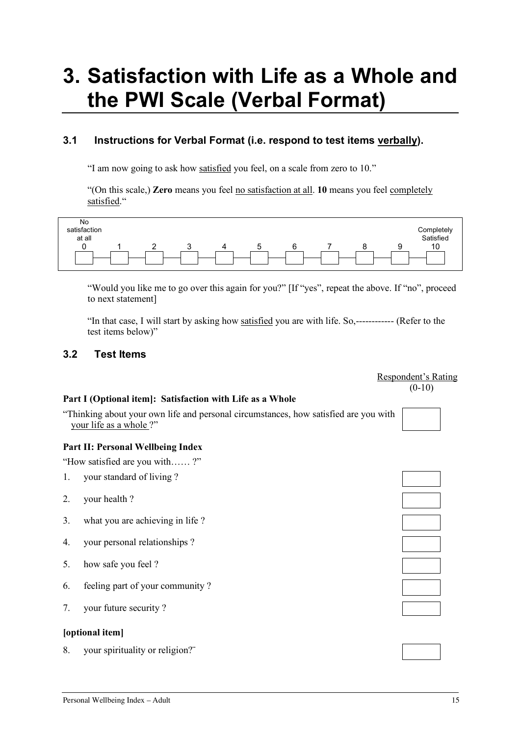# 3. Satisfaction with Life as a Whole and the PWI Scale (Verbal Format)

### 3.1 Instructions for Verbal Format (i.e. respond to test items verbally).

"I am now going to ask how satisfied you feel, on a scale from zero to 10."

"(On this scale,) **Zero** means you feel no satisfaction at all. **10** means you feel completely satisfied."

| No satisfaction at all 0 | 1 | 2 | 3 | 4 | 5 | 6 | 7 | 8 | 9 | Completely Satisfied 10 |
|---|---|---|---|---|---|---|---|---|---|---|
| | | | | | | | | | | |

"Would you like me to go over this again for you?" [If "yes", repeat the above. If "no", proceed to next statement]

"In that case, I will start by asking how satisfied you are with life. So,------------ (Refer to the test items below)"

### 3.2 Test Items

Respondent's Rating (0-10)

**Part I (Optional item]: Satisfaction with Life as a Whole**

"Thinking about your own life and personal circumstances, how satisfied are you with your life as a whole ?" [ ]

**Part II: Personal Wellbeing Index**

"How satisfied are you with...... ?"

1. your standard of living ? [ ]
2. your health ? [ ]
3. what you are achieving in life ? [ ]
4. your personal relationships ? [ ]
5. how safe you feel ? [ ]
6. feeling part of your community ? [ ]
7. your future security ? [ ]

**[optional item]**

8. your spirituality or religion?" [ ]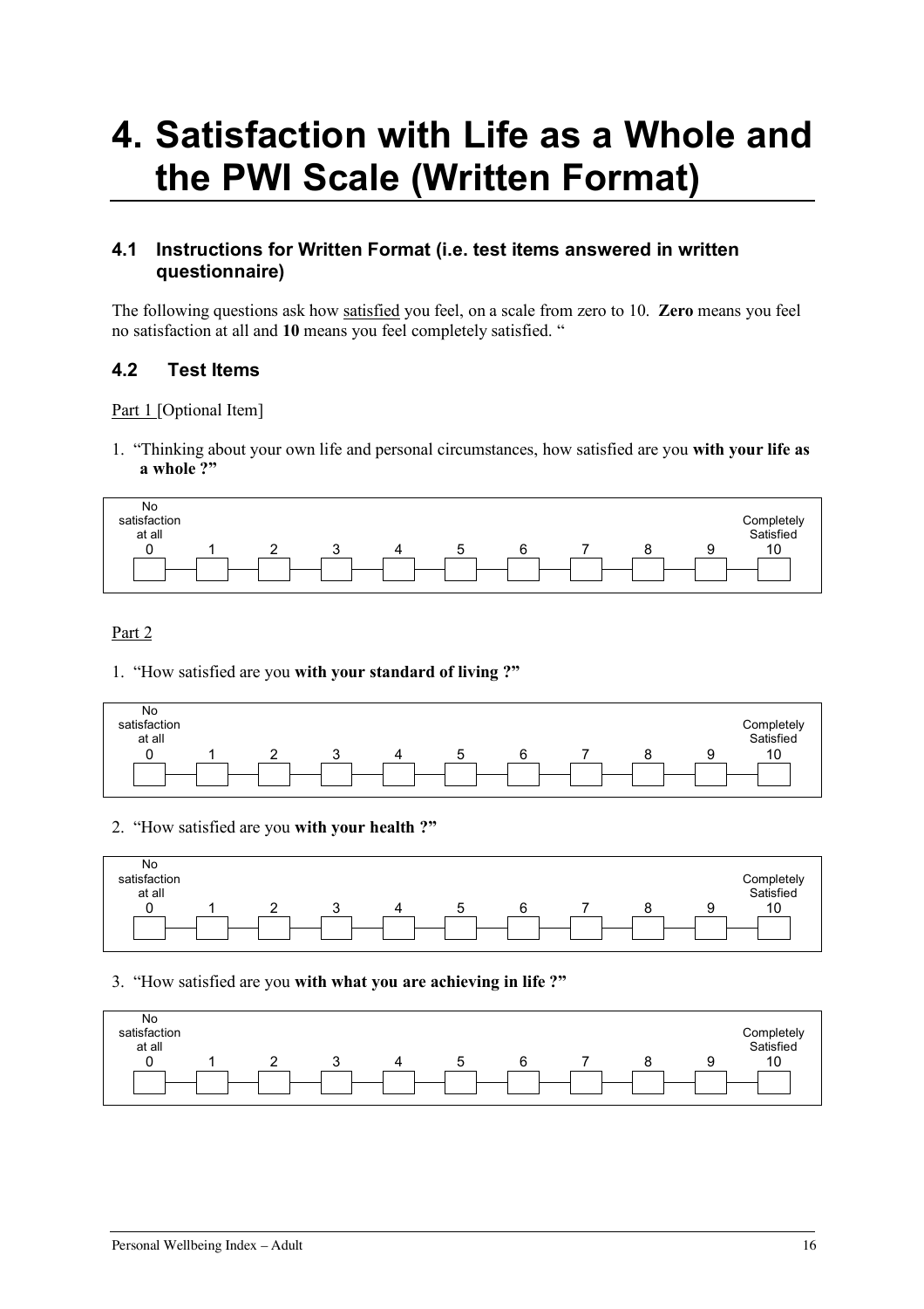# 4. Satisfaction with Life as a Whole and the PWI Scale (Written Format)

## 4.1 Instructions for Written Format (i.e. test items answered in written questionnaire)

The following questions ask how <u>satisfied</u> you feel, on a scale from zero to 10. **Zero** means you feel no satisfaction at all and **10** means you feel completely satisfied. "

## 4.2 Test Items

<u>Part 1</u> [Optional Item]

1. "Thinking about your own life and personal circumstances, how satisfied are you **with your life as a whole ?"**

| No satisfaction at all |  |  |  |  |  |  |  |  |  | Completely Satisfied |
|---|---|---|---|---|---|---|---|---|---|---|
| 0 | 1 | 2 | 3 | 4 | 5 | 6 | 7 | 8 | 9 | 10 |
| ☐ | ☐ | ☐ | ☐ | ☐ | ☐ | ☐ | ☐ | ☐ | ☐ | ☐ |

<u>Part 2</u>

1. "How satisfied are you **with your standard of living ?"**

| No satisfaction at all |  |  |  |  |  |  |  |  |  | Completely Satisfied |
|---|---|---|---|---|---|---|---|---|---|---|
| 0 | 1 | 2 | 3 | 4 | 5 | 6 | 7 | 8 | 9 | 10 |
| ☐ | ☐ | ☐ | ☐ | ☐ | ☐ | ☐ | ☐ | ☐ | ☐ | ☐ |

2. "How satisfied are you **with your health ?"**

| No satisfaction at all |  |  |  |  |  |  |  |  |  | Completely Satisfied |
|---|---|---|---|---|---|---|---|---|---|---|
| 0 | 1 | 2 | 3 | 4 | 5 | 6 | 7 | 8 | 9 | 10 |
| ☐ | ☐ | ☐ | ☐ | ☐ | ☐ | ☐ | ☐ | ☐ | ☐ | ☐ |

3. "How satisfied are you **with what you are achieving in life ?"**

| No satisfaction at all |  |  |  |  |  |  |  |  |  | Completely Satisfied |
|---|---|---|---|---|---|---|---|---|---|---|
| 0 | 1 | 2 | 3 | 4 | 5 | 6 | 7 | 8 | 9 | 10 |
| ☐ | ☐ | ☐ | ☐ | ☐ | ☐ | ☐ | ☐ | ☐ | ☐ | ☐ |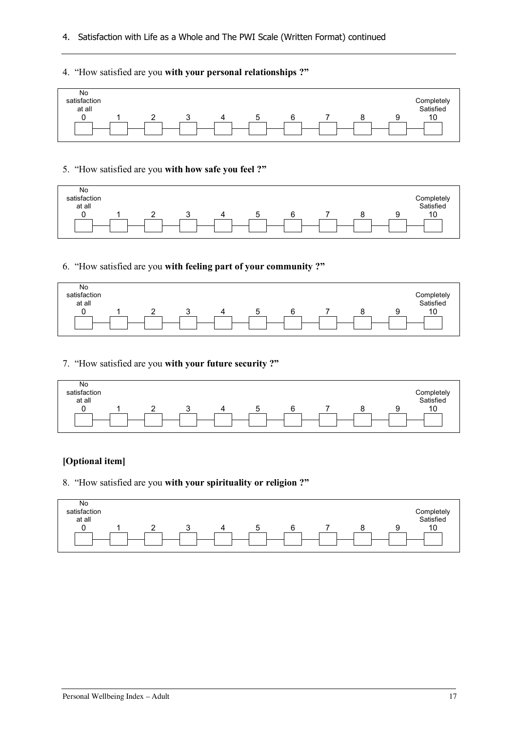4. Satisfaction with Life as a Whole and The PWI Scale (Written Format) continued

4. "How satisfied are you **with your personal relationships ?"**

| No satisfaction at all 0 | 1 | 2 | 3 | 4 | 5 | 6 | 7 | 8 | 9 | Completely Satisfied 10 |
|---|---|---|---|---|---|---|---|---|---|---|
| ☐ | ☐ | ☐ | ☐ | ☐ | ☐ | ☐ | ☐ | ☐ | ☐ | ☐ |

5. "How satisfied are you **with how safe you feel ?"**

| No satisfaction at all 0 | 1 | 2 | 3 | 4 | 5 | 6 | 7 | 8 | 9 | Completely Satisfied 10 |
|---|---|---|---|---|---|---|---|---|---|---|
| ☐ | ☐ | ☐ | ☐ | ☐ | ☐ | ☐ | ☐ | ☐ | ☐ | ☐ |

6. "How satisfied are you **with feeling part of your community ?"**

| No satisfaction at all 0 | 1 | 2 | 3 | 4 | 5 | 6 | 7 | 8 | 9 | Completely Satisfied 10 |
|---|---|---|---|---|---|---|---|---|---|---|
| ☐ | ☐ | ☐ | ☐ | ☐ | ☐ | ☐ | ☐ | ☐ | ☐ | ☐ |

7. "How satisfied are you **with your future security ?"**

| No satisfaction at all 0 | 1 | 2 | 3 | 4 | 5 | 6 | 7 | 8 | 9 | Completely Satisfied 10 |
|---|---|---|---|---|---|---|---|---|---|---|
| ☐ | ☐ | ☐ | ☐ | ☐ | ☐ | ☐ | ☐ | ☐ | ☐ | ☐ |

**[Optional item]**

8. "How satisfied are you **with your spirituality or religion ?"**

| No satisfaction at all 0 | 1 | 2 | 3 | 4 | 5 | 6 | 7 | 8 | 9 | Completely Satisfied 10 |
|---|---|---|---|---|---|---|---|---|---|---|
| ☐ | ☐ | ☐ | ☐ | ☐ | ☐ | ☐ | ☐ | ☐ | ☐ | ☐ |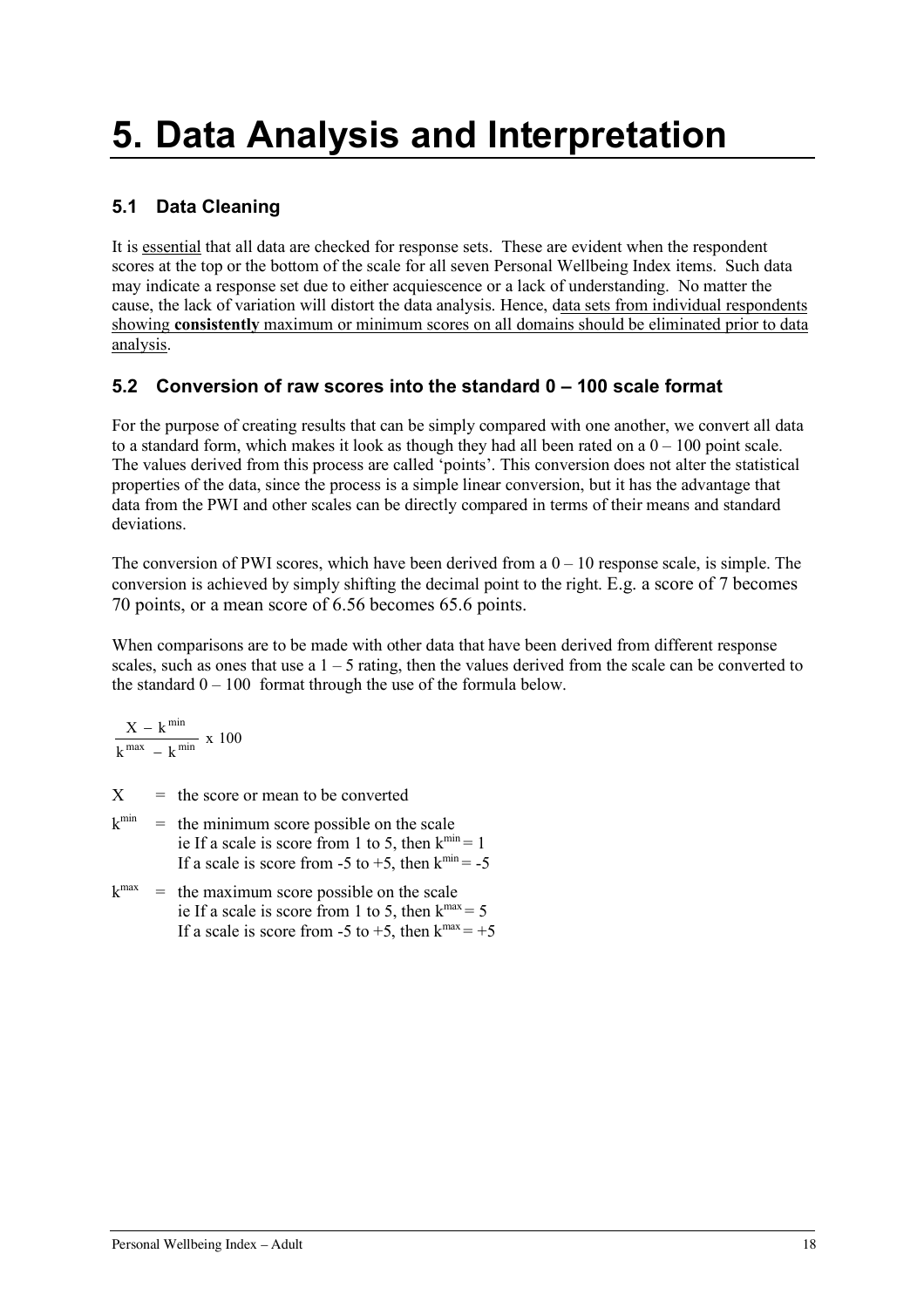# 5. Data Analysis and Interpretation

## 5.1 Data Cleaning

It is essential that all data are checked for response sets. These are evident when the respondent scores at the top or the bottom of the scale for all seven Personal Wellbeing Index items. Such data may indicate a response set due to either acquiescence or a lack of understanding. No matter the cause, the lack of variation will distort the data analysis. Hence, data sets from individual respondents showing **consistently** maximum or minimum scores on all domains should be eliminated prior to data analysis.

## 5.2 Conversion of raw scores into the standard 0 – 100 scale format

For the purpose of creating results that can be simply compared with one another, we convert all data to a standard form, which makes it look as though they had all been rated on a 0 – 100 point scale. The values derived from this process are called 'points'. This conversion does not alter the statistical properties of the data, since the process is a simple linear conversion, but it has the advantage that data from the PWI and other scales can be directly compared in terms of their means and standard deviations.

The conversion of PWI scores, which have been derived from a 0 – 10 response scale, is simple. The conversion is achieved by simply shifting the decimal point to the right. E.g. a score of 7 becomes 70 points, or a mean score of 6.56 becomes 65.6 points.

When comparisons are to be made with other data that have been derived from different response scales, such as ones that use a 1 – 5 rating, then the values derived from the scale can be converted to the standard 0 – 100 format through the use of the formula below.

$$\frac{X - k^{min}}{k^{max} - k^{min}} \times 100$$

$X$ = the score or mean to be converted

$k^{min}$ = the minimum score possible on the scale
ie If a scale is score from 1 to 5, then $k^{min} = 1$
If a scale is score from -5 to +5, then $k^{min} = -5$

$k^{max}$ = the maximum score possible on the scale
ie If a scale is score from 1 to 5, then $k^{max} = 5$
If a scale is score from -5 to +5, then $k^{max} = +5$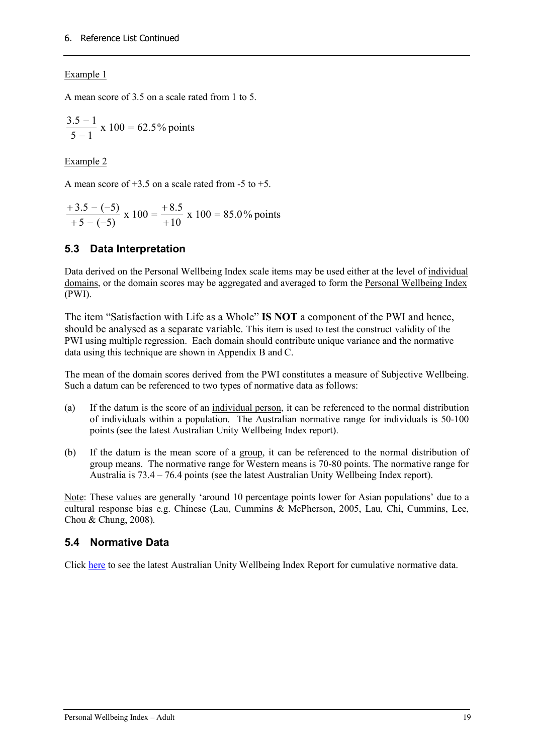Example 1

A mean score of 3.5 on a scale rated from 1 to 5.

$$\frac{3.5 - 1}{5 - 1} \text{ x } 100 = 62.5\% \text{ points}$$

Example 2

A mean score of +3.5 on a scale rated from -5 to +5.

$$\frac{+3.5 - (-5)}{+5 - (-5)} \text{ x } 100 = \frac{+8.5}{+10} \text{ x } 100 = 85.0\% \text{ points}$$

## 5.3 Data Interpretation

Data derived on the Personal Wellbeing Index scale items may be used either at the level of individual domains, or the domain scores may be aggregated and averaged to form the Personal Wellbeing Index (PWI).

The item "Satisfaction with Life as a Whole" **IS NOT** a component of the PWI and hence, should be analysed as a separate variable. This item is used to test the construct validity of the PWI using multiple regression. Each domain should contribute unique variance and the normative data using this technique are shown in Appendix B and C.

The mean of the domain scores derived from the PWI constitutes a measure of Subjective Wellbeing. Such a datum can be referenced to two types of normative data as follows:

(a) If the datum is the score of an individual person, it can be referenced to the normal distribution of individuals within a population. The Australian normative range for individuals is 50-100 points (see the latest Australian Unity Wellbeing Index report).

(b) If the datum is the mean score of a group, it can be referenced to the normal distribution of group means. The normative range for Western means is 70-80 points. The normative range for Australia is 73.4 – 76.4 points (see the latest Australian Unity Wellbeing Index report).

Note: These values are generally 'around 10 percentage points lower for Asian populations' due to a cultural response bias e.g. Chinese (Lau, Cummins & McPherson, 2005, Lau, Chi, Cummins, Lee, Chou & Chung, 2008).

## 5.4 Normative Data

Click here to see the latest Australian Unity Wellbeing Index Report for cumulative normative data.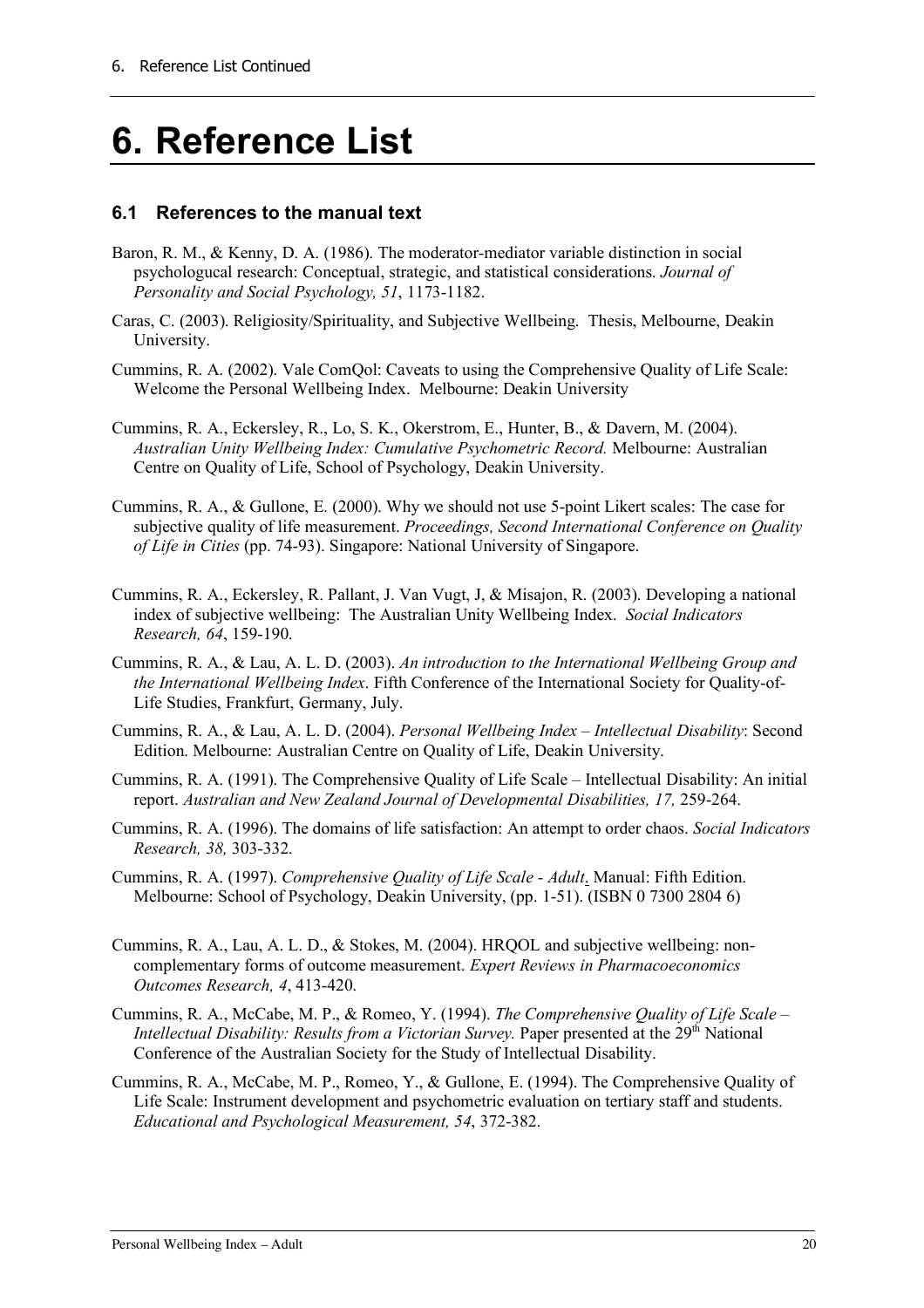# 6. Reference List

## 6.1 References to the manual text

Baron, R. M., & Kenny, D. A. (1986). The moderator-mediator variable distinction in social psychologucal research: Conceptual, strategic, and statistical considerations. *Journal of Personality and Social Psychology, 51*, 1173-1182.

Caras, C. (2003). Religiosity/Spirituality, and Subjective Wellbeing. Thesis, Melbourne, Deakin University.

Cummins, R. A. (2002). Vale ComQol: Caveats to using the Comprehensive Quality of Life Scale: Welcome the Personal Wellbeing Index. Melbourne: Deakin University

Cummins, R. A., Eckersley, R., Lo, S. K., Okerstrom, E., Hunter, B., & Davern, M. (2004). *Australian Unity Wellbeing Index: Cumulative Psychometric Record.* Melbourne: Australian Centre on Quality of Life, School of Psychology, Deakin University.

Cummins, R. A., & Gullone, E. (2000). Why we should not use 5-point Likert scales: The case for subjective quality of life measurement. *Proceedings, Second International Conference on Quality of Life in Cities* (pp. 74-93). Singapore: National University of Singapore.

Cummins, R. A., Eckersley, R. Pallant, J. Van Vugt, J, & Misajon, R. (2003). Developing a national index of subjective wellbeing: The Australian Unity Wellbeing Index. *Social Indicators Research, 64*, 159-190.

Cummins, R. A., & Lau, A. L. D. (2003). *An introduction to the International Wellbeing Group and the International Wellbeing Index*. Fifth Conference of the International Society for Quality-of-Life Studies, Frankfurt, Germany, July.

Cummins, R. A., & Lau, A. L. D. (2004). *Personal Wellbeing Index – Intellectual Disability*: Second Edition. Melbourne: Australian Centre on Quality of Life, Deakin University.

Cummins, R. A. (1991). The Comprehensive Quality of Life Scale – Intellectual Disability: An initial report. *Australian and New Zealand Journal of Developmental Disabilities, 17,* 259-264.

Cummins, R. A. (1996). The domains of life satisfaction: An attempt to order chaos. *Social Indicators Research, 38,* 303-332.

Cummins, R. A. (1997). *Comprehensive Quality of Life Scale - Adult*. Manual: Fifth Edition. Melbourne: School of Psychology, Deakin University, (pp. 1-51). (ISBN 0 7300 2804 6)

Cummins, R. A., Lau, A. L. D., & Stokes, M. (2004). HRQOL and subjective wellbeing: non-complementary forms of outcome measurement. *Expert Reviews in Pharmacoeconomics Outcomes Research, 4*, 413-420.

Cummins, R. A., McCabe, M. P., & Romeo, Y. (1994). *The Comprehensive Quality of Life Scale – Intellectual Disability: Results from a Victorian Survey.* Paper presented at the 29th National Conference of the Australian Society for the Study of Intellectual Disability.

Cummins, R. A., McCabe, M. P., Romeo, Y., & Gullone, E. (1994). The Comprehensive Quality of Life Scale: Instrument development and psychometric evaluation on tertiary staff and students. *Educational and Psychological Measurement, 54*, 372-382.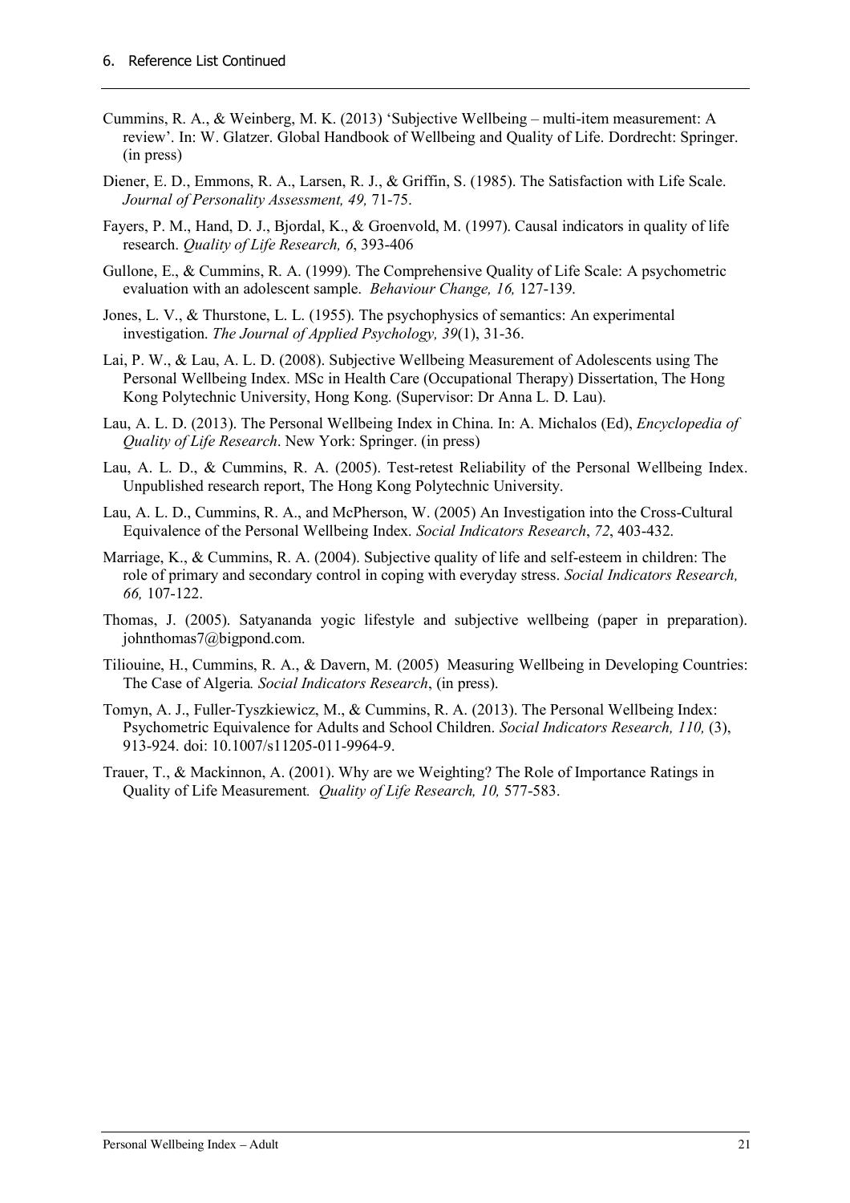## 6. Reference List Continued

Cummins, R. A., & Weinberg, M. K. (2013) 'Subjective Wellbeing – multi-item measurement: A review'. In: W. Glatzer. Global Handbook of Wellbeing and Quality of Life. Dordrecht: Springer. (in press)

Diener, E. D., Emmons, R. A., Larsen, R. J., & Griffin, S. (1985). The Satisfaction with Life Scale. *Journal of Personality Assessment, 49,* 71-75.

Fayers, P. M., Hand, D. J., Bjordal, K., & Groenvold, M. (1997). Causal indicators in quality of life research. *Quality of Life Research, 6*, 393-406

Gullone, E., & Cummins, R. A. (1999). The Comprehensive Quality of Life Scale: A psychometric evaluation with an adolescent sample. *Behaviour Change, 16,* 127-139.

Jones, L. V., & Thurstone, L. L. (1955). The psychophysics of semantics: An experimental investigation. *The Journal of Applied Psychology, 39*(1), 31-36.

Lai, P. W., & Lau, A. L. D. (2008). Subjective Wellbeing Measurement of Adolescents using The Personal Wellbeing Index. MSc in Health Care (Occupational Therapy) Dissertation, The Hong Kong Polytechnic University, Hong Kong. (Supervisor: Dr Anna L. D. Lau).

Lau, A. L. D. (2013). The Personal Wellbeing Index in China. In: A. Michalos (Ed), *Encyclopedia of Quality of Life Research*. New York: Springer. (in press)

Lau, A. L. D., & Cummins, R. A. (2005). Test-retest Reliability of the Personal Wellbeing Index. Unpublished research report, The Hong Kong Polytechnic University.

Lau, A. L. D., Cummins, R. A., and McPherson, W. (2005) An Investigation into the Cross-Cultural Equivalence of the Personal Wellbeing Index. *Social Indicators Research*, *72*, 403-432.

Marriage, K., & Cummins, R. A. (2004). Subjective quality of life and self-esteem in children: The role of primary and secondary control in coping with everyday stress. *Social Indicators Research, 66,* 107-122.

Thomas, J. (2005). Satyananda yogic lifestyle and subjective wellbeing (paper in preparation). johnthomas7@bigpond.com.

Tiliouine, H., Cummins, R. A., & Davern, M. (2005) Measuring Wellbeing in Developing Countries: The Case of Algeria*. Social Indicators Research*, (in press).

Tomyn, A. J., Fuller-Tyszkiewicz, M., & Cummins, R. A. (2013). The Personal Wellbeing Index: Psychometric Equivalence for Adults and School Children. *Social Indicators Research, 110,* (3), 913-924. doi: 10.1007/s11205-011-9964-9.

Trauer, T., & Mackinnon, A. (2001). Why are we Weighting? The Role of Importance Ratings in Quality of Life Measurement*. Quality of Life Research, 10,* 577-583.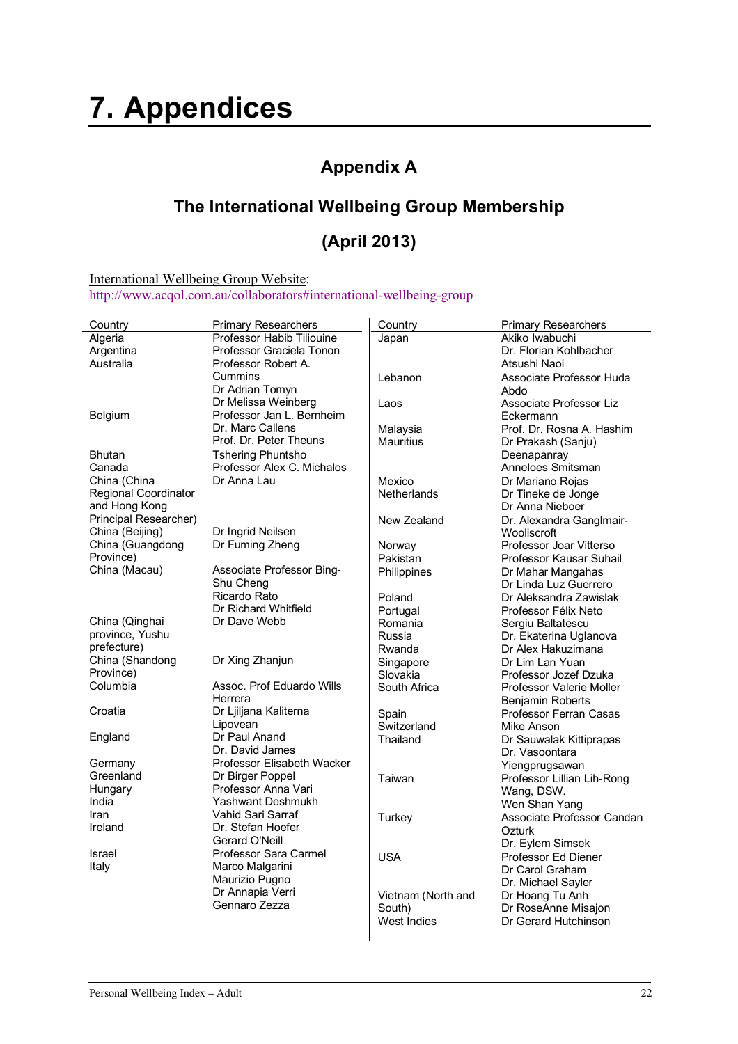# 7. Appendices

## Appendix A

## The International Wellbeing Group Membership

## (April 2013)

International Wellbeing Group Website:
http://www.acqol.com.au/collaborators#international-wellbeing-group

| Country | Primary Researchers |
|---|---|
| Algeria | Professor Habib Tiliouine |
| Argentina | Professor Graciela Tonon |
| Australia | Professor Robert A. Cummins<br>Dr Adrian Tomyn<br>Dr Melissa Weinberg |
| Belgium | Professor Jan L. Bernheim<br>Dr. Marc Callens<br>Prof. Dr. Peter Theuns |
| Bhutan | Tshering Phuntsho |
| Canada | Professor Alex C. Michalos |
| China (China Regional Coordinator and Hong Kong Principal Researcher) | Dr Anna Lau |
| China (Beijing) | Dr Ingrid Neilsen |
| China (Guangdong Province) | Dr Fuming Zheng |
| China (Macau) | Associate Professor Bing-Shu Cheng<br>Ricardo Rato<br>Dr Richard Whitfield |
| China (Qinghai province, Yushu prefecture) | Dr Dave Webb |
| China (Shandong Province) | Dr Xing Zhanjun |
| Columbia | Assoc. Prof Eduardo Wills Herrera |
| Croatia | Dr Ljiljana Kaliterna Lipovean |
| England | Dr Paul Anand<br>Dr. David James |
| Germany | Professor Elisabeth Wacker |
| Greenland | Dr Birger Poppel |
| Hungary | Professor Anna Vari |
| India | Yashwant Deshmukh |
| Iran | Vahid Sari Sarraf |
| Ireland | Dr. Stefan Hoefer<br>Gerard O'Neill |
| Israel | Professor Sara Carmel |
| Italy | Marco Malgarini<br>Maurizio Pugno<br>Dr Annapia Verri<br>Gennaro Zezza |
| Japan | Akiko Iwabuchi<br>Dr. Florian Kohlbacher<br>Atsushi Naoi |
| Lebanon | Associate Professor Huda Abdo |
| Laos | Associate Professor Liz Eckermann |
| Malaysia | Prof. Dr. Rosna A. Hashim |
| Mauritius | Dr Prakash (Sanju) Deenapanray<br>Anneloes Smitsman |
| Mexico | Dr Mariano Rojas |
| Netherlands | Dr Tineke de Jonge<br>Dr Anna Nieboer |
| New Zealand | Dr. Alexandra Ganglmair-Wooliscroft |
| Norway | Professor Joar Vitterso |
| Pakistan | Professor Kausar Suhail |
| Philippines | Dr Mahar Mangahas<br>Dr Linda Luz Guerrero |
| Poland | Dr Aleksandra Zawislak |
| Portugal | Professor Félix Neto |
| Romania | Sergiu Baltatescu |
| Russia | Dr. Ekaterina Uglanova |
| Rwanda | Dr Alex Hakuzimana |
| Singapore | Dr Lim Lan Yuan |
| Slovakia | Professor Jozef Dzuka |
| South Africa | Professor Valerie Moller<br>Benjamin Roberts |
| Spain | Professor Ferran Casas |
| Switzerland | Mike Anson |
| Thailand | Dr Sauwalak Kittiprapas<br>Dr. Vasoontara Yiengprugsawan |
| Taiwan | Professor Lillian Lih-Rong Wang, DSW.<br>Wen Shan Yang |
| Turkey | Associate Professor Candan Ozturk<br>Dr. Eylem Simsek |
| USA | Professor Ed Diener<br>Dr Carol Graham<br>Dr. Michael Sayler |
| Vietnam (North and South) | Dr Hoang Tu Anh<br>Dr RoseAnne Misajon |
| West Indies | Dr Gerard Hutchinson |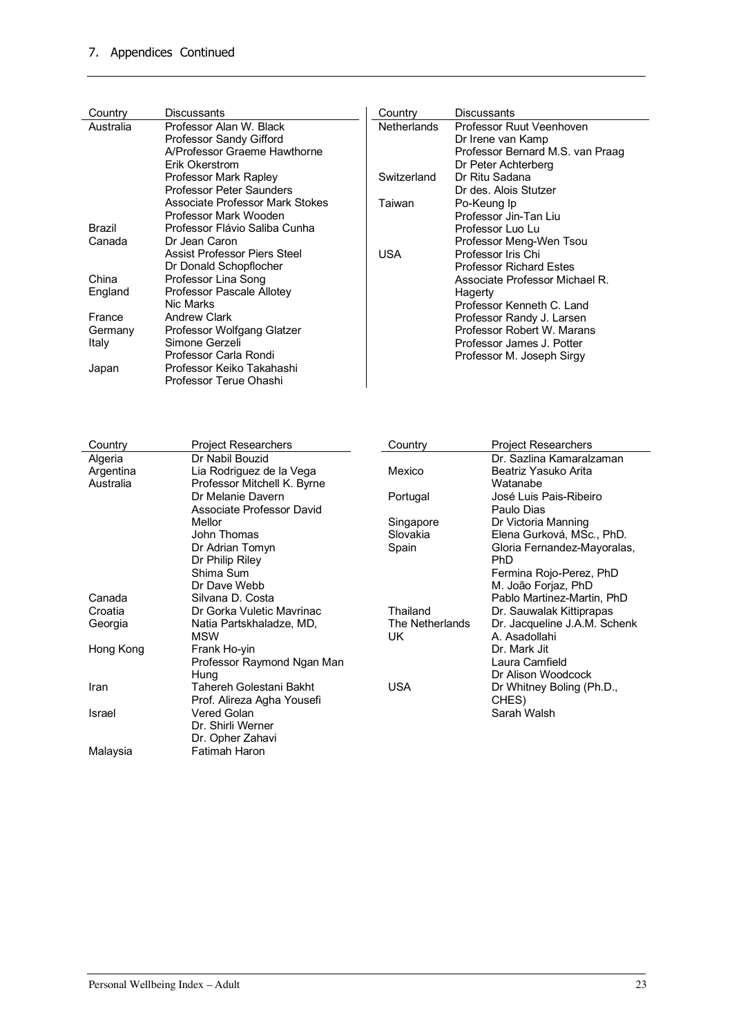## 7. Appendices Continued

| Country | Discussants |
|---|---|
| Australia | Professor Alan W. Black |
| | Professor Sandy Gifford |
| | A/Professor Graeme Hawthorne |
| | Erik Okerstrom |
| | Professor Mark Rapley |
| | Professor Peter Saunders |
| | Associate Professor Mark Stokes |
| | Professor Mark Wooden |
| Brazil | Professor Flávio Saliba Cunha |
| Canada | Dr Jean Caron |
| | Assist Professor Piers Steel |
| | Dr Donald Schopflocher |
| China | Professor Lina Song |
| England | Professor Pascale Allotey |
| | Nic Marks |
| France | Andrew Clark |
| Germany | Professor Wolfgang Glatzer |
| Italy | Simone Gerzeli |
| | Professor Carla Rondi |
| Japan | Professor Keiko Takahashi |
| | Professor Terue Ohashi |
| Netherlands | Professor Ruut Veenhoven |
| | Dr Irene van Kamp |
| | Professor Bernard M.S. van Praag |
| | Dr Peter Achterberg |
| Switzerland | Dr Ritu Sadana |
| | Dr des. Alois Stutzer |
| Taiwan | Po-Keung Ip |
| | Professor Jin-Tan Liu |
| | Professor Luo Lu |
| | Professor Meng-Wen Tsou |
| USA | Professor Iris Chi |
| | Professor Richard Estes |
| | Associate Professor Michael R. Hagerty |
| | Professor Kenneth C. Land |
| | Professor Randy J. Larsen |
| | Professor Robert W. Marans |
| | Professor James J. Potter |
| | Professor M. Joseph Sirgy |

| Country | Project Researchers |
|---|---|
| Algeria | Dr Nabil Bouzid |
| Argentina | Lia Rodriguez de la Vega |
| Australia | Professor Mitchell K. Byrne |
| | Dr Melanie Davern |
| | Associate Professor David Mellor |
| | John Thomas |
| | Dr Adrian Tomyn |
| | Dr Philip Riley |
| | Shima Sum |
| | Dr Dave Webb |
| Canada | Silvana D. Costa |
| Croatia | Dr Gorka Vuletic Mavrinac |
| Georgia | Natia Partskhaladze, MD, MSW |
| Hong Kong | Frank Ho-yin |
| | Professor Raymond Ngan Man Hung |
| Iran | Tahereh Golestani Bakht |
| | Prof. Alireza Agha Yousefi |
| Israel | Vered Golan |
| | Dr. Shirli Werner |
| | Dr. Opher Zahavi |
| Malaysia | Fatimah Haron |
| | Dr. Sazlina Kamaralzaman |
| Mexico | Beatriz Yasuko Arita Watanabe |
| Portugal | José Luis Pais-Ribeiro |
| | Paulo Dias |
| Singapore | Dr Victoria Manning |
| Slovakia | Elena Gurková, MSc., PhD. |
| Spain | Gloria Fernandez-Mayoralas, PhD |
| | Fermina Rojo-Perez, PhD |
| | M. João Forjaz, PhD |
| | Pablo Martinez-Martin, PhD |
| Thailand | Dr. Sauwalak Kittiprapas |
| The Netherlands | Dr. Jacqueline J.A.M. Schenk |
| UK | A. Asadollahi |
| | Dr. Mark Jit |
| | Laura Camfield |
| | Dr Alison Woodcock |
| USA | Dr Whitney Boling (Ph.D., CHES) |
| | Sarah Walsh |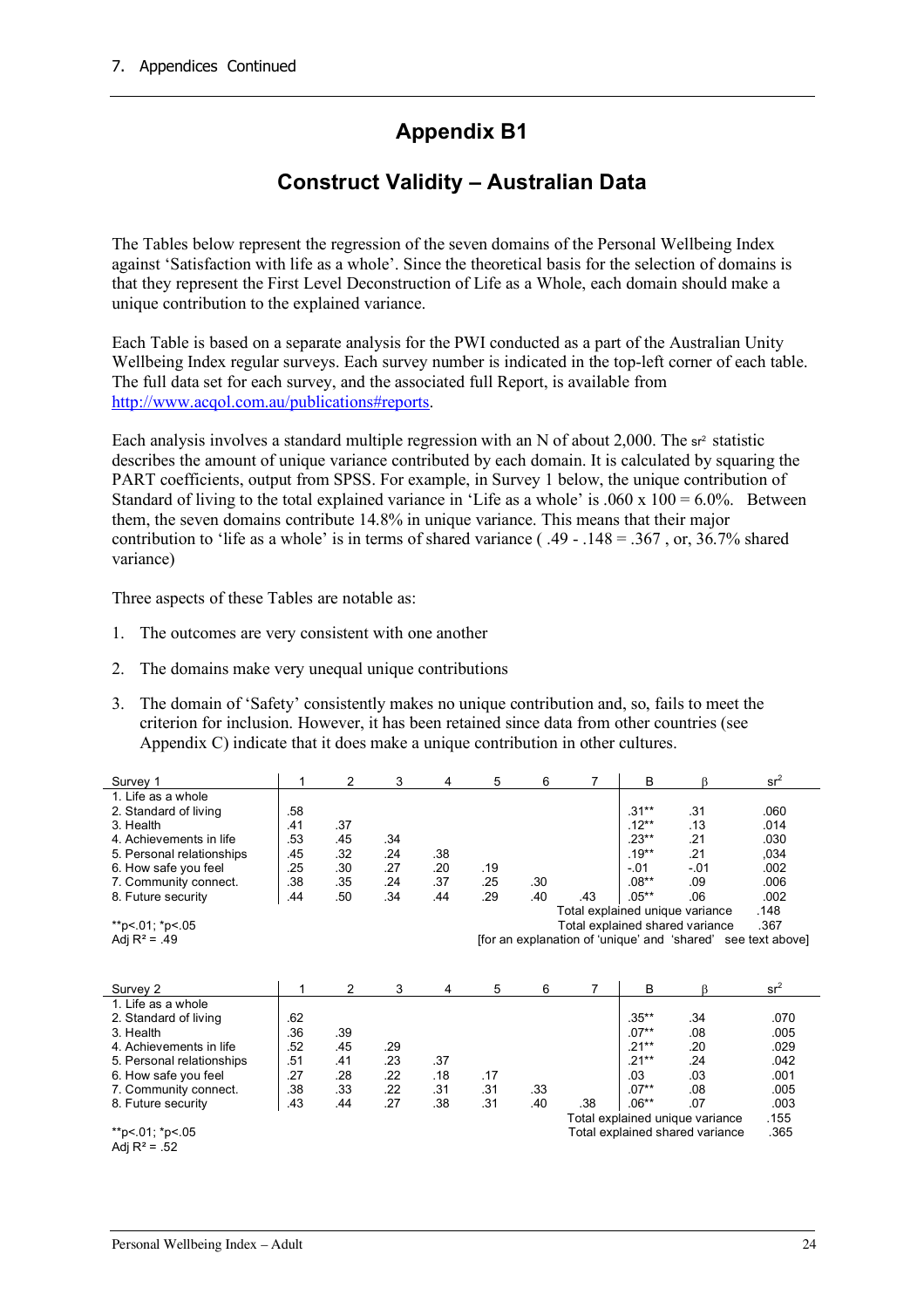# Appendix B1

## Construct Validity – Australian Data

The Tables below represent the regression of the seven domains of the Personal Wellbeing Index against 'Satisfaction with life as a whole'. Since the theoretical basis for the selection of domains is that they represent the First Level Deconstruction of Life as a Whole, each domain should make a unique contribution to the explained variance.

Each Table is based on a separate analysis for the PWI conducted as a part of the Australian Unity Wellbeing Index regular surveys. Each survey number is indicated in the top-left corner of each table. The full data set for each survey, and the associated full Report, is available from http://www.acqol.com.au/publications#reports.

Each analysis involves a standard multiple regression with an N of about 2,000. The $sr^2$ statistic describes the amount of unique variance contributed by each domain. It is calculated by squaring the PART coefficients, output from SPSS. For example, in Survey 1 below, the unique contribution of Standard of living to the total explained variance in 'Life as a whole' is .060 x 100 = 6.0%. Between them, the seven domains contribute 14.8% in unique variance. This means that their major contribution to 'life as a whole' is in terms of shared variance ( .49 - .148 = .367 , or, 36.7% shared variance)

Three aspects of these Tables are notable as:

1. The outcomes are very consistent with one another
2. The domains make very unequal unique contributions
3. The domain of 'Safety' consistently makes no unique contribution and, so, fails to meet the criterion for inclusion. However, it has been retained since data from other countries (see Appendix C) indicate that it does make a unique contribution in other cultures.

| Survey 1 | 1 | 2 | 3 | 4 | 5 | 6 | 7 | B | β | $sr^2$ |
|---|---|---|---|---|---|---|---|---|---|---|
| 1. Life as a whole | | | | | | | | | | |
| 2. Standard of living | .58 | | | | | | | .31** | .31 | .060 |
| 3. Health | .41 | .37 | | | | | | .12** | .13 | .014 |
| 4. Achievements in life | .53 | .45 | .34 | | | | | .23** | .21 | .030 |
| 5. Personal relationships | .45 | .32 | .24 | .38 | | | | .19** | .21 | ,034 |
| 6. How safe you feel | .25 | .30 | .27 | .20 | .19 | | | -.01 | -.01 | .002 |
| 7. Community connect. | .38 | .35 | .24 | .37 | .25 | .30 | | .08** | .09 | .006 |
| 8. Future security | .44 | .50 | .34 | .44 | .29 | .40 | .43 | .05** | .06 | .002 |
| | | | | | | | Total explained unique variance | | | .148 |
| **p<.01; *p<.05 | | | | | | | Total explained shared variance | | | .367 |
| Adj $R^2$ = .49 | | | | | [for an explanation of 'unique' and 'shared' see text above] | | | | | |

| Survey 2 | 1 | 2 | 3 | 4 | 5 | 6 | 7 | B | β | $sr^2$ |
|---|---|---|---|---|---|---|---|---|---|---|
| 1. Life as a whole | | | | | | | | | | |
| 2. Standard of living | .62 | | | | | | | .35** | .34 | .070 |
| 3. Health | .36 | .39 | | | | | | .07** | .08 | .005 |
| 4. Achievements in life | .52 | .45 | .29 | | | | | .21** | .20 | .029 |
| 5. Personal relationships | .51 | .41 | .23 | .37 | | | | .21** | .24 | .042 |
| 6. How safe you feel | .27 | .28 | .22 | .18 | .17 | | | .03 | .03 | .001 |
| 7. Community connect. | .38 | .33 | .22 | .31 | .31 | .33 | | .07** | .08 | .005 |
| 8. Future security | .43 | .44 | .27 | .38 | .31 | .40 | .38 | .06** | .07 | .003 |
| | | | | | | | Total explained unique variance | | | .155 |
| **p<.01; *p<.05 | | | | | | | Total explained shared variance | | | .365 |
| Adj $R^2$ = .52 | | | | | | | | | | |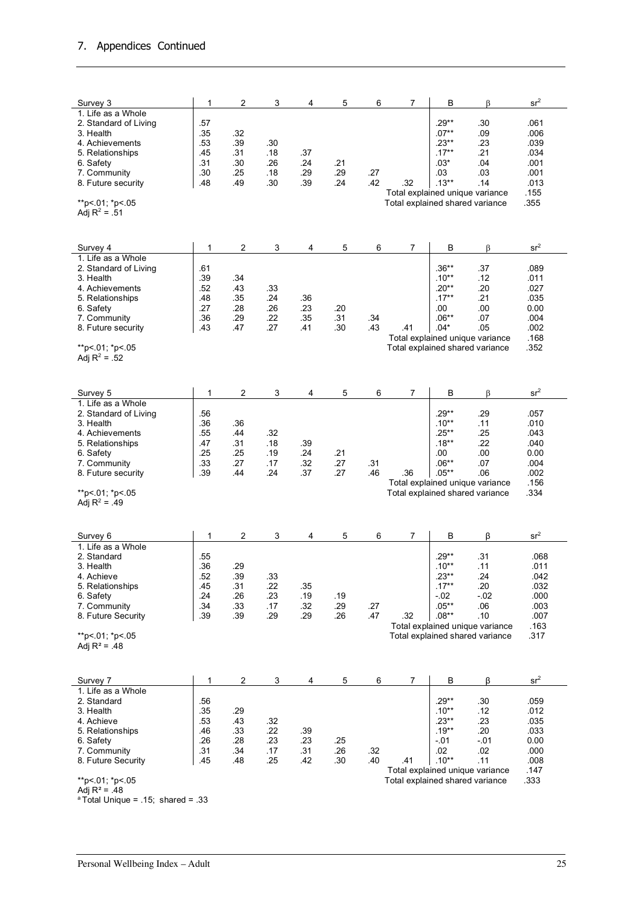## 7. Appendices Continued

| Survey 3 | 1 | 2 | 3 | 4 | 5 | 6 | 7 | B | β | $sr^2$ |
|---|---|---|---|---|---|---|---|---|---|---|
| 1. Life as a Whole | | | | | | | | | | |
| 2. Standard of Living | .57 | | | | | | | .29** | .30 | .061 |
| 3. Health | .35 | .32 | | | | | | .07** | .09 | .006 |
| 4. Achievements | .53 | .39 | .30 | | | | | .23** | .23 | .039 |
| 5. Relationships | .45 | .31 | .18 | .37 | | | | .17** | .21 | .034 |
| 6. Safety | .31 | .30 | .26 | .24 | .21 | | | .03* | .04 | .001 |
| 7. Community | .30 | .25 | .18 | .29 | .29 | .27 | | .03 | .03 | .001 |
| 8. Future security | .48 | .49 | .30 | .39 | .24 | .42 | .32 | .13** | .14 | .013 |
| | | | | | | | | Total explained unique variance | | .155 |
| | | | | | | | | Total explained shared variance | | .355 |

**p<.01; *p<.05
Adj $R^2$ = .51

| Survey 4 | 1 | 2 | 3 | 4 | 5 | 6 | 7 | B | β | $sr^2$ |
|---|---|---|---|---|---|---|---|---|---|---|
| 1. Life as a Whole | | | | | | | | | | |
| 2. Standard of Living | .61 | | | | | | | .36** | .37 | .089 |
| 3. Health | .39 | .34 | | | | | | .10** | .12 | .011 |
| 4. Achievements | .52 | .43 | .33 | | | | | .20** | .20 | .027 |
| 5. Relationships | .48 | .35 | .24 | .36 | | | | .17** | .21 | .035 |
| 6. Safety | .27 | .28 | .26 | .23 | .20 | | | .00 | .00 | 0.00 |
| 7. Community | .36 | .29 | .22 | .35 | .31 | .34 | | .06** | .07 | .004 |
| 8. Future security | .43 | .47 | .27 | .41 | .30 | .43 | .41 | .04* | .05 | .002 |
| | | | | | | | | Total explained unique variance | | .168 |
| | | | | | | | | Total explained shared variance | | .352 |

**p<.01; *p<.05
Adj $R^2$ = .52

| Survey 5 | 1 | 2 | 3 | 4 | 5 | 6 | 7 | B | β | $sr^2$ |
|---|---|---|---|---|---|---|---|---|---|---|
| 1. Life as a Whole | | | | | | | | | | |
| 2. Standard of Living | .56 | | | | | | | .29** | .29 | .057 |
| 3. Health | .36 | .36 | | | | | | .10** | .11 | .010 |
| 4. Achievements | .55 | .44 | .32 | | | | | .25** | .25 | .043 |
| 5. Relationships | .47 | .31 | .18 | .39 | | | | .18** | .22 | .040 |
| 6. Safety | .25 | .25 | .19 | .24 | .21 | | | .00 | .00 | 0.00 |
| 7. Community | .33 | .27 | .17 | .32 | .27 | .31 | | .06** | .07 | .004 |
| 8. Future security | .39 | .44 | .24 | .37 | .27 | .46 | .36 | .05** | .06 | .002 |
| | | | | | | | | Total explained unique variance | | .156 |
| | | | | | | | | Total explained shared variance | | .334 |

**p<.01; *p<.05
Adj $R^2$ = .49

| Survey 6 | 1 | 2 | 3 | 4 | 5 | 6 | 7 | B | β | $sr^2$ |
|---|---|---|---|---|---|---|---|---|---|---|
| 1. Life as a Whole | | | | | | | | | | |
| 2. Standard | .55 | | | | | | | .29** | .31 | .068 |
| 3. Health | .36 | .29 | | | | | | .10** | .11 | .011 |
| 4. Achieve | .52 | .39 | .33 | | | | | .23** | .24 | .042 |
| 5. Relationships | .45 | .31 | .22 | .35 | | | | .17** | .20 | .032 |
| 6. Safety | .24 | .26 | .23 | .19 | .19 | | | -.02 | -.02 | .000 |
| 7. Community | .34 | .33 | .17 | .32 | .29 | .27 | | .05** | .06 | .003 |
| 8. Future Security | .39 | .39 | .29 | .29 | .26 | .47 | .32 | .08** | .10 | .007 |
| | | | | | | | | Total explained unique variance | | .163 |
| | | | | | | | | Total explained shared variance | | .317 |

**p<.01; *p<.05
Adj $R^2$ = .48

| Survey 7 | 1 | 2 | 3 | 4 | 5 | 6 | 7 | B | β | $sr^2$ |
|---|---|---|---|---|---|---|---|---|---|---|
| 1. Life as a Whole | | | | | | | | | | |
| 2. Standard | .56 | | | | | | | .29** | .30 | .059 |
| 3. Health | .35 | .29 | | | | | | .10** | .12 | .012 |
| 4. Achieve | .53 | .43 | .32 | | | | | .23** | .23 | .035 |
| 5. Relationships | .46 | .33 | .22 | .39 | | | | .19** | .20 | .033 |
| 6. Safety | .26 | .28 | .23 | .23 | .25 | | | -.01 | -.01 | 0.00 |
| 7. Community | .31 | .34 | .17 | .31 | .26 | .32 | | .02 | .02 | .000 |
| 8. Future Security | .45 | .48 | .25 | .42 | .30 | .40 | .41 | .10** | .11 | .008 |
| | | | | | | | | Total explained unique variance | | .147 |
| | | | | | | | | Total explained shared variance | | .333 |

**p<.01; *p<.05
Adj $R^2$ = .48
[a] Total Unique = .15; shared = .33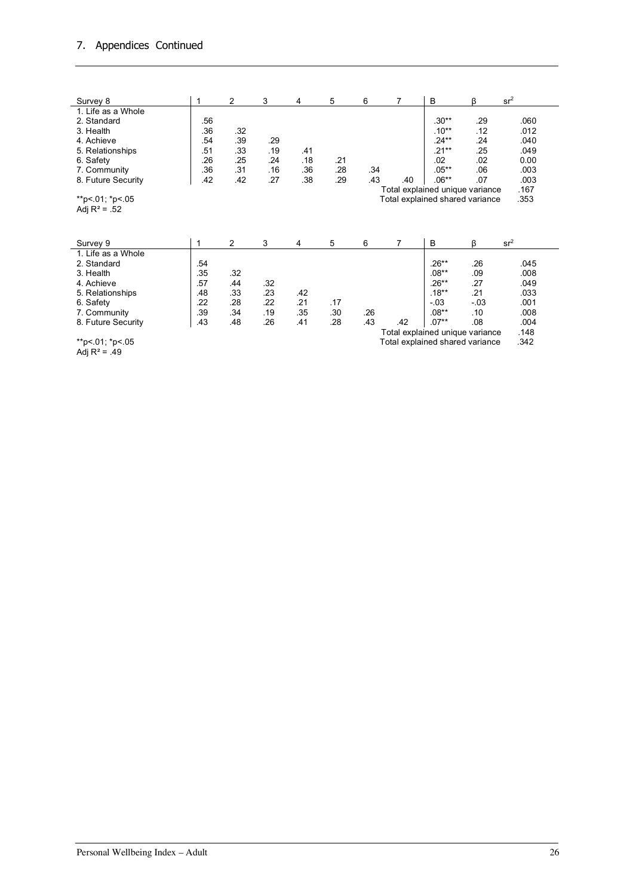# 7. Appendices Continued

| Survey 8 | 1 | 2 | 3 | 4 | 5 | 6 | 7 | B | β | $sr^2$ |
|---|---|---|---|---|---|---|---|---|---|---|
| 1. Life as a Whole | | | | | | | | | | |
| 2. Standard | .56 | | | | | | | .30** | .29 | .060 |
| 3. Health | .36 | .32 | | | | | | .10** | .12 | .012 |
| 4. Achieve | .54 | .39 | .29 | | | | | .24** | .24 | .040 |
| 5. Relationships | .51 | .33 | .19 | .41 | | | | .21** | .25 | .049 |
| 6. Safety | .26 | .25 | .24 | .18 | .21 | | | .02 | .02 | 0.00 |
| 7. Community | .36 | .31 | .16 | .36 | .28 | .34 | | .05** | .06 | .003 |
| 8. Future Security | .42 | .42 | .27 | .38 | .29 | .43 | .40 | .06** | .07 | .003 |
| | | | | | | | | Total explained unique variance | | .167 |
| **p<.01; *p<.05 | | | | | | | | Total explained shared variance | | .353 |
| Adj $R^2$ = .52 | | | | | | | | | | |

| Survey 9 | 1 | 2 | 3 | 4 | 5 | 6 | 7 | B | β | $sr^2$ |
|---|---|---|---|---|---|---|---|---|---|---|
| 1. Life as a Whole | | | | | | | | | | |
| 2. Standard | .54 | | | | | | | .26** | .26 | .045 |
| 3. Health | .35 | .32 | | | | | | .08** | .09 | .008 |
| 4. Achieve | .57 | .44 | .32 | | | | | .26** | .27 | .049 |
| 5. Relationships | .48 | .33 | .23 | .42 | | | | .18** | .21 | .033 |
| 6. Safety | .22 | .28 | .22 | .21 | .17 | | | -.03 | -.03 | .001 |
| 7. Community | .39 | .34 | .19 | .35 | .30 | .26 | | .08** | .10 | .008 |
| 8. Future Security | .43 | .48 | .26 | .41 | .28 | .43 | .42 | .07** | .08 | .004 |
| | | | | | | | | Total explained unique variance | | .148 |
| **p<.01; *p<.05 | | | | | | | | Total explained shared variance | | .342 |
| Adj $R^2$ = .49 | | | | | | | | | | |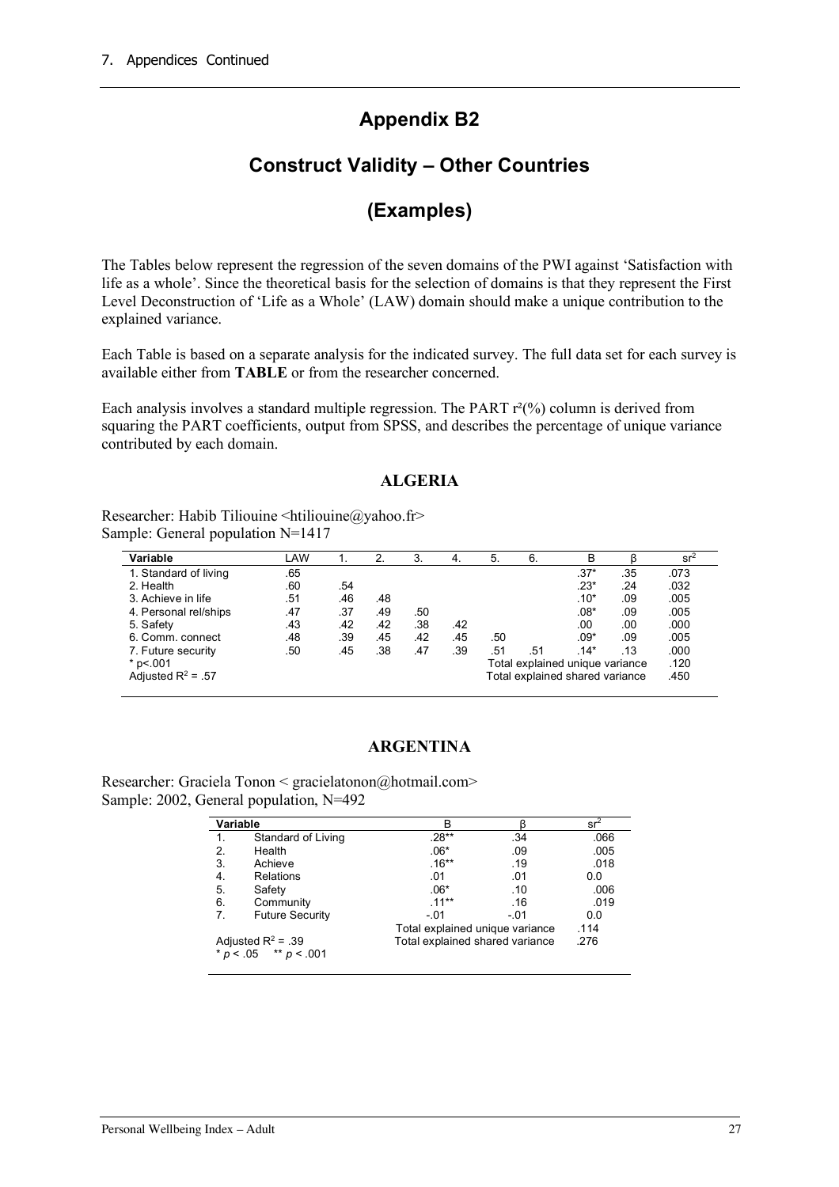7. Appendices Continued

# Appendix B2

## Construct Validity – Other Countries

## (Examples)

The Tables below represent the regression of the seven domains of the PWI against 'Satisfaction with life as a whole'. Since the theoretical basis for the selection of domains is that they represent the First Level Deconstruction of 'Life as a Whole' (LAW) domain should make a unique contribution to the explained variance.

Each Table is based on a separate analysis for the indicated survey. The full data set for each survey is available either from **TABLE** or from the researcher concerned.

Each analysis involves a standard multiple regression. The PART $r^2$(%) column is derived from squaring the PART coefficients, output from SPSS, and describes the percentage of unique variance contributed by each domain.

### ALGERIA

Researcher: Habib Tiliouine <htiliouine@yahoo.fr>
Sample: General population N=1417

| Variable | LAW | 1. | 2. | 3. | 4. | 5. | 6. | B | β | $sr^2$ |
|---|---|---|---|---|---|---|---|---|---|---|
| 1. Standard of living | .65 | | | | | | | .37* | .35 | .073 |
| 2. Health | .60 | .54 | | | | | | .23* | .24 | .032 |
| 3. Achieve in life | .51 | .46 | .48 | | | | | .10* | .09 | .005 |
| 4. Personal rel/ships | .47 | .37 | .49 | .50 | | | | .08* | .09 | .005 |
| 5. Safety | .43 | .42 | .42 | .38 | .42 | | | .00 | .00 | .000 |
| 6. Comm. connect | .48 | .39 | .45 | .42 | .45 | .50 | | .09* | .09 | .005 |
| 7. Future security | .50 | .45 | .38 | .47 | .39 | .51 | .51 | .14* | .13 | .000 |
| * p<.001 | | | | | | Total explained unique variance | | | | .120 |
| Adjusted $R^2$ = .57 | | | | | | Total explained shared variance | | | | .450 |

### ARGENTINA

Researcher: Graciela Tonon < gracielatonon@hotmail.com>
Sample: 2002, General population, N=492

| Variable | | B | β | $sr^2$ |
|---|---|---|---|---|
| 1. | Standard of Living | .28** | .34 | .066 |
| 2. | Health | .06* | .09 | .005 |
| 3. | Achieve | .16** | .19 | .018 |
| 4. | Relations | .01 | .01 | 0.0 |
| 5. | Safety | .06* | .10 | .006 |
| 6. | Community | .11** | .16 | .019 |
| 7. | Future Security | -.01 | -.01 | 0.0 |
| | | Total explained unique variance | | .114 |
| Adjusted $R^2$ = .39 | | Total explained shared variance | | .276 |
| * $p < .05$ ** $p < .001$ | | | | |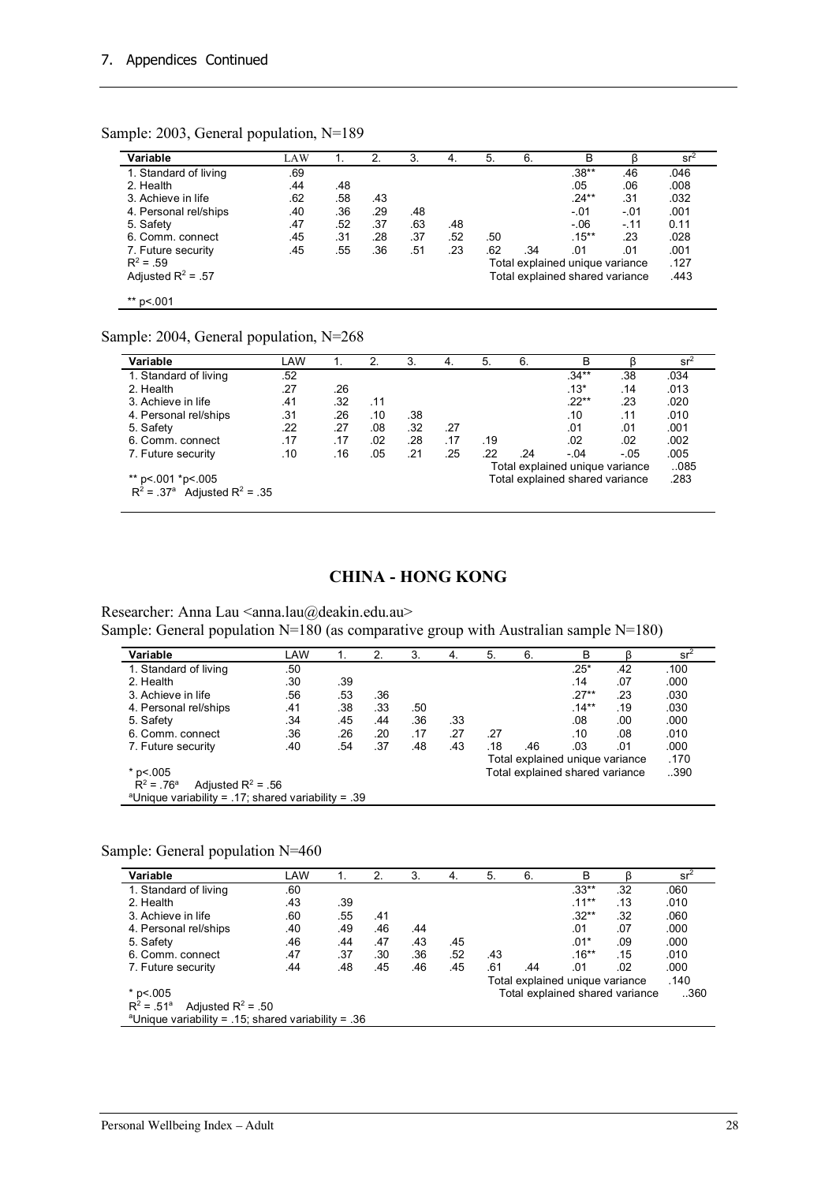## 7. Appendices Continued

Sample: 2003, General population, N=189

| Variable | LAW | 1. | 2. | 3. | 4. | 5. | 6. | B | β | $sr^2$ |
|---|---|---|---|---|---|---|---|---|---|---|
| 1. Standard of living | .69 | | | | | | | .38** | .46 | .046 |
| 2. Health | .44 | .48 | | | | | | .05 | .06 | .008 |
| 3. Achieve in life | .62 | .58 | .43 | | | | | .24** | .31 | .032 |
| 4. Personal rel/ships | .40 | .36 | .29 | .48 | | | | -.01 | -.01 | .001 |
| 5. Safety | .47 | .52 | .37 | .63 | .48 | | | -.06 | -.11 | 0.11 |
| 6. Comm. connect | .45 | .31 | .28 | .37 | .52 | .50 | | .15** | .23 | .028 |
| 7. Future security | .45 | .55 | .36 | .51 | .23 | .62 | .34 | .01 | .01 | .001 |
| $R^2$ = .59 | | | | | | | | Total explained unique variance | | .127 |
| Adjusted $R^2$ = .57 | | | | | | | | Total explained shared variance | | .443 |

** p<.001

Sample: 2004, General population, N=268

| Variable | LAW | 1. | 2. | 3. | 4. | 5. | 6. | B | β | $sr^2$ |
|---|---|---|---|---|---|---|---|---|---|---|
| 1. Standard of living | .52 | | | | | | | .34** | .38 | .034 |
| 2. Health | .27 | .26 | | | | | | .13* | .14 | .013 |
| 3. Achieve in life | .41 | .32 | .11 | | | | | .22** | .23 | .020 |
| 4. Personal rel/ships | .31 | .26 | .10 | .38 | | | | .10 | .11 | .010 |
| 5. Safety | .22 | .27 | .08 | .32 | .27 | | | .01 | .01 | .001 |
| 6. Comm. connect | .17 | .17 | .02 | .28 | .17 | .19 | | .02 | .02 | .002 |
| 7. Future security | .10 | .16 | .05 | .21 | .25 | .22 | .24 | -.04 | -.05 | .005 |
| | | | | | | | | Total explained unique variance | | ..085 |
| ** p<.001 *p<.005 | | | | | | | | Total explained shared variance | | .283 |
| $R^2$ = .37[a] Adjusted $R^2$ = .35 | | | | | | | | | | |

## CHINA - HONG KONG

Researcher: Anna Lau <anna.lau@deakin.edu.au>

Sample: General population N=180 (as comparative group with Australian sample N=180)

| Variable | LAW | 1. | 2. | 3. | 4. | 5. | 6. | B | β | $sr^2$ |
|---|---|---|---|---|---|---|---|---|---|---|
| 1. Standard of living | .50 | | | | | | | .25* | .42 | .100 |
| 2. Health | .30 | .39 | | | | | | .14 | .07 | .000 |
| 3. Achieve in life | .56 | .53 | .36 | | | | | .27** | .23 | .030 |
| 4. Personal rel/ships | .41 | .38 | .33 | .50 | | | | .14** | .19 | .030 |
| 5. Safety | .34 | .45 | .44 | .36 | .33 | | | .08 | .00 | .000 |
| 6. Comm. connect | .36 | .26 | .20 | .17 | .27 | .27 | | .10 | .08 | .010 |
| 7. Future security | .40 | .54 | .37 | .48 | .43 | .18 | .46 | .03 | .01 | .000 |
| | | | | | | | | Total explained unique variance | | .170 |
| * p<.005 | | | | | | | | Total explained shared variance | | ..390 |
| $R^2$ = .76[a] Adjusted $R^2$ = .56 | | | | | | | | | | |
| [a]Unique variability = .17; shared variability = .39 | | | | | | | | | | |

Sample: General population N=460

| Variable | LAW | 1. | 2. | 3. | 4. | 5. | 6. | B | β | $sr^2$ |
|---|---|---|---|---|---|---|---|---|---|---|
| 1. Standard of living | .60 | | | | | | | .33** | .32 | .060 |
| 2. Health | .43 | .39 | | | | | | .11** | .13 | .010 |
| 3. Achieve in life | .60 | .55 | .41 | | | | | .32** | .32 | .060 |
| 4. Personal rel/ships | .40 | .49 | .46 | .44 | | | | .01 | .07 | .000 |
| 5. Safety | .46 | .44 | .47 | .43 | .45 | | | .01* | .09 | .000 |
| 6. Comm. connect | .47 | .37 | .30 | .36 | .52 | .43 | | .16** | .15 | .010 |
| 7. Future security | .44 | .48 | .45 | .46 | .45 | .61 | .44 | .01 | .02 | .000 |
| | | | | | | | | Total explained unique variance | | .140 |
| * p<.005 | | | | | | | | Total explained shared variance | | ..360 |
| $R^2$ = .51[a] Adjusted $R^2$ = .50 | | | | | | | | | | |
| [a]Unique variability = .15; shared variability = .36 | | | | | | | | | | |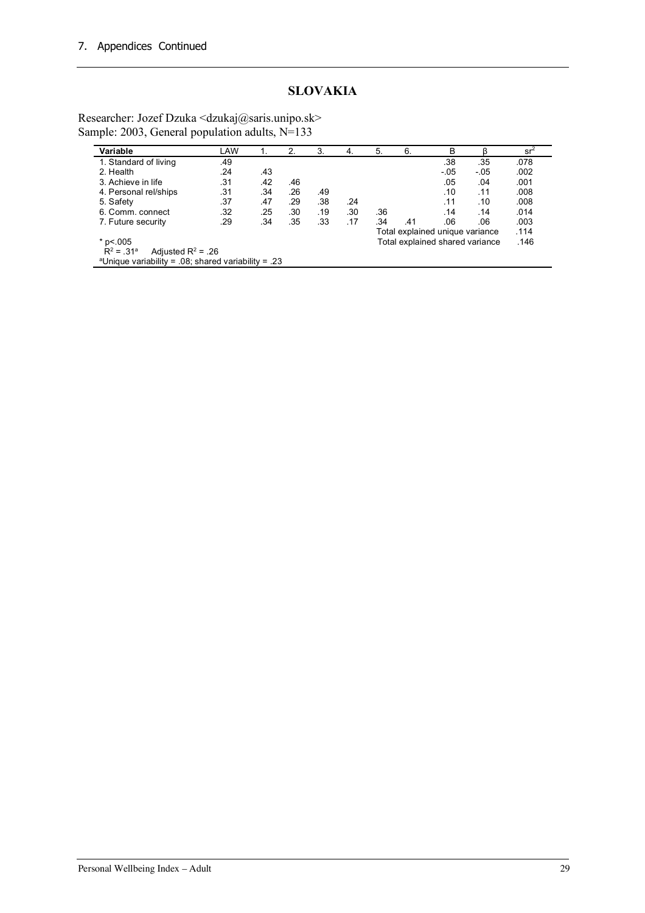## SLOVAKIA

Researcher: Jozef Dzuka <dzukaj@saris.unipo.sk>
Sample: 2003, General population adults, N=133

| Variable | LAW | 1. | 2. | 3. | 4. | 5. | 6. | B | β | $sr^2$ |
|---|---|---|---|---|---|---|---|---|---|---|
| 1. Standard of living | .49 | | | | | | | .38 | .35 | .078 |
| 2. Health | .24 | .43 | | | | | | -.05 | -.05 | .002 |
| 3. Achieve in life | .31 | .42 | .46 | | | | | .05 | .04 | .001 |
| 4. Personal rel/ships | .31 | .34 | .26 | .49 | | | | .10 | .11 | .008 |
| 5. Safety | .37 | .47 | .29 | .38 | .24 | | | .11 | .10 | .008 |
| 6. Comm. connect | .32 | .25 | .30 | .19 | .30 | .36 | | .14 | .14 | .014 |
| 7. Future security | .29 | .34 | .35 | .33 | .17 | .34 | .41 | .06 | .06 | .003 |
| | | | | | | | | Total explained unique variance | | .114 |
| | | | | | | | | Total explained shared variance | | .146 |

* $p<.005$
$R^2 = .31$[a] Adjusted $R^2 = .26$
[a]Unique variability = .08; shared variability = .23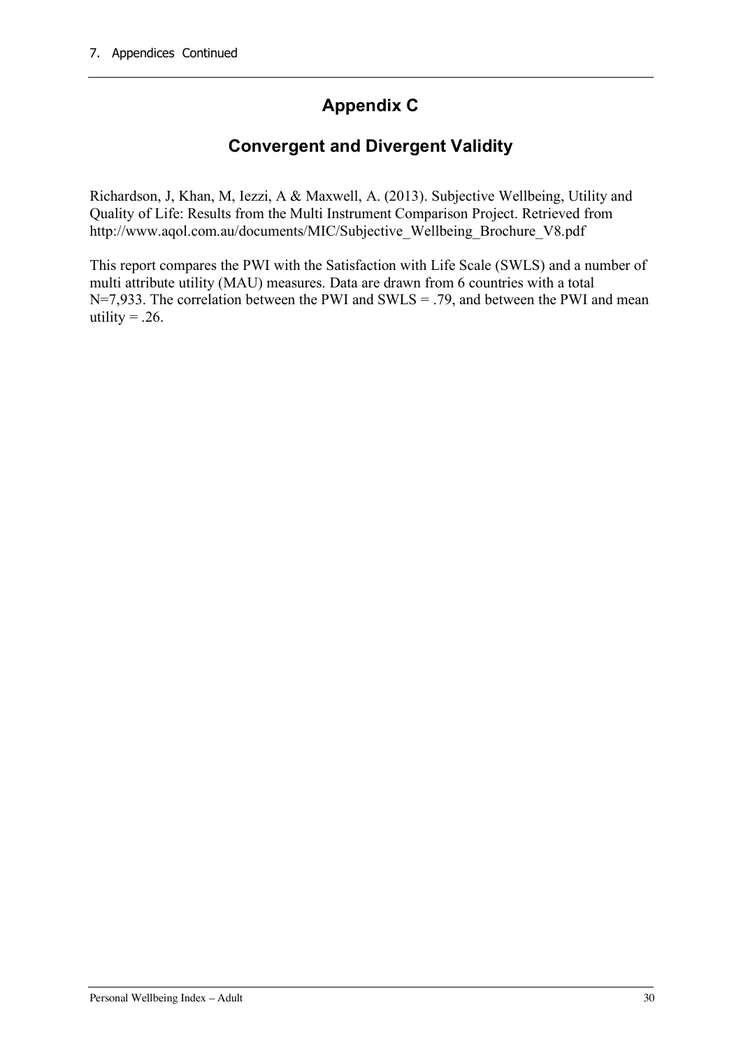# Appendix C

## Convergent and Divergent Validity

Richardson, J, Khan, M, Iezzi, A & Maxwell, A. (2013). Subjective Wellbeing, Utility and Quality of Life: Results from the Multi Instrument Comparison Project. Retrieved from http://www.aqol.com.au/documents/MIC/Subjective_Wellbeing_Brochure_V8.pdf

This report compares the PWI with the Satisfaction with Life Scale (SWLS) and a number of multi attribute utility (MAU) measures. Data are drawn from 6 countries with a total N=7,933. The correlation between the PWI and SWLS = .79, and between the PWI and mean utility = .26.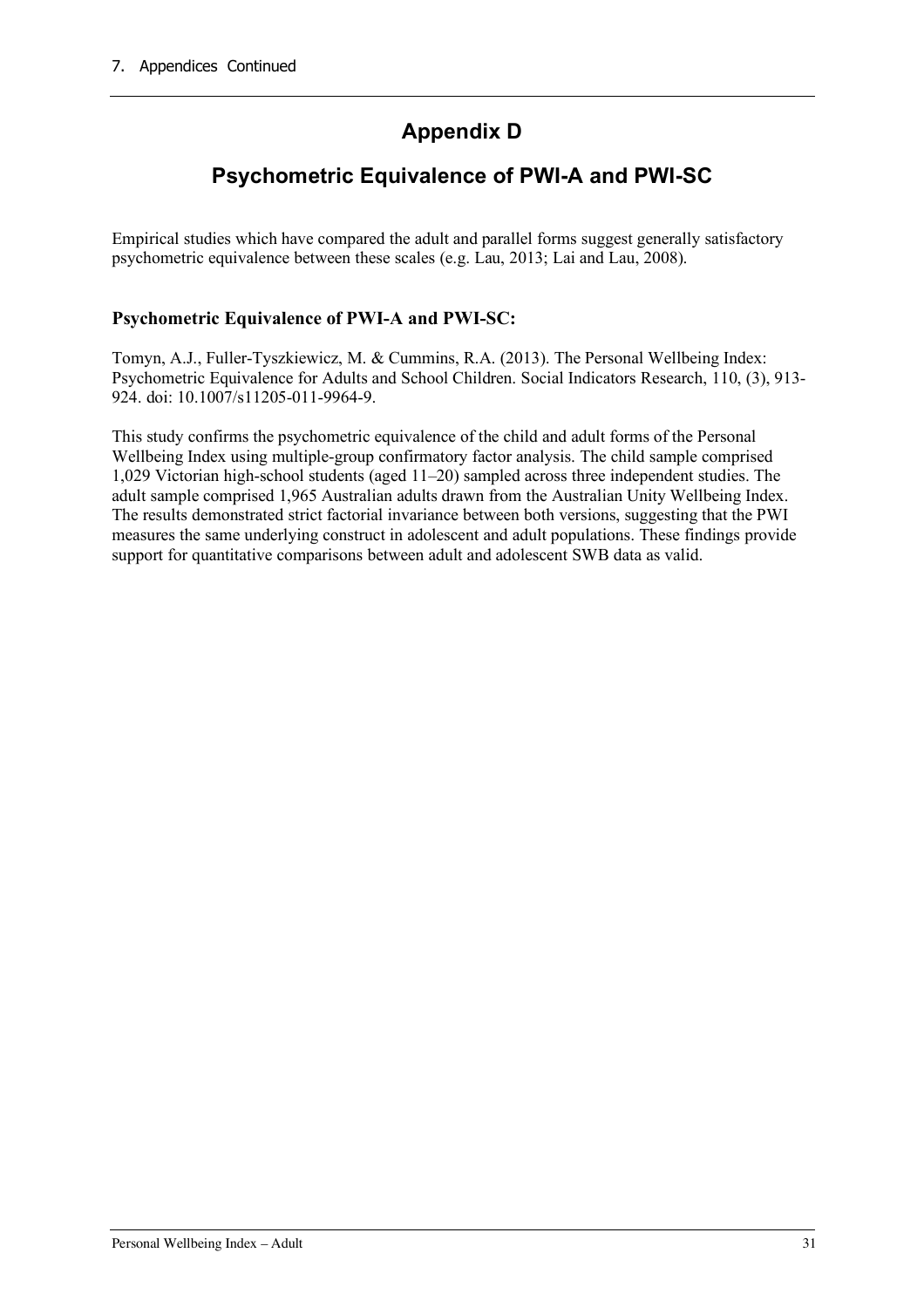## Appendix D

## Psychometric Equivalence of PWI-A and PWI-SC

Empirical studies which have compared the adult and parallel forms suggest generally satisfactory psychometric equivalence between these scales (e.g. Lau, 2013; Lai and Lau, 2008).

### Psychometric Equivalence of PWI-A and PWI-SC:

Tomyn, A.J., Fuller-Tyszkiewicz, M. & Cummins, R.A. (2013). The Personal Wellbeing Index: Psychometric Equivalence for Adults and School Children. Social Indicators Research, 110, (3), 913-924. doi: 10.1007/s11205-011-9964-9.

This study confirms the psychometric equivalence of the child and adult forms of the Personal Wellbeing Index using multiple-group confirmatory factor analysis. The child sample comprised 1,029 Victorian high-school students (aged 11–20) sampled across three independent studies. The adult sample comprised 1,965 Australian adults drawn from the Australian Unity Wellbeing Index. The results demonstrated strict factorial invariance between both versions, suggesting that the PWI measures the same underlying construct in adolescent and adult populations. These findings provide support for quantitative comparisons between adult and adolescent SWB data as valid.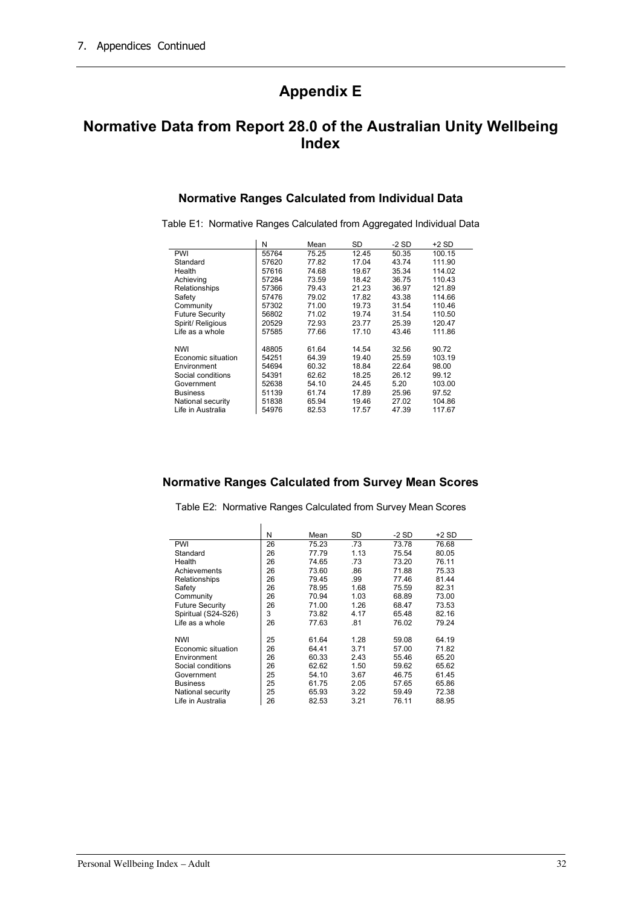# Appendix E

## Normative Data from Report 28.0 of the Australian Unity Wellbeing Index

### Normative Ranges Calculated from Individual Data

Table E1: Normative Ranges Calculated from Aggregated Individual Data

| | N | Mean | SD | -2 SD | +2 SD |
|---|---|---|---|---|---|
| PWI | 55764 | 75.25 | 12.45 | 50.35 | 100.15 |
| Standard | 57620 | 77.82 | 17.04 | 43.74 | 111.90 |
| Health | 57616 | 74.68 | 19.67 | 35.34 | 114.02 |
| Achieving | 57284 | 73.59 | 18.42 | 36.75 | 110.43 |
| Relationships | 57366 | 79.43 | 21.23 | 36.97 | 121.89 |
| Safety | 57476 | 79.02 | 17.82 | 43.38 | 114.66 |
| Community | 57302 | 71.00 | 19.73 | 31.54 | 110.46 |
| Future Security | 56802 | 71.02 | 19.74 | 31.54 | 110.50 |
| Spirit/ Religious | 20529 | 72.93 | 23.77 | 25.39 | 120.47 |
| Life as a whole | 57585 | 77.66 | 17.10 | 43.46 | 111.86 |
| | | | | | |
| NWI | 48805 | 61.64 | 14.54 | 32.56 | 90.72 |
| Economic situation | 54251 | 64.39 | 19.40 | 25.59 | 103.19 |
| Environment | 54694 | 60.32 | 18.84 | 22.64 | 98.00 |
| Social conditions | 54391 | 62.62 | 18.25 | 26.12 | 99.12 |
| Government | 52638 | 54.10 | 24.45 | 5.20 | 103.00 |
| Business | 51139 | 61.74 | 17.89 | 25.96 | 97.52 |
| National security | 51838 | 65.94 | 19.46 | 27.02 | 104.86 |
| Life in Australia | 54976 | 82.53 | 17.57 | 47.39 | 117.67 |

### Normative Ranges Calculated from Survey Mean Scores

Table E2: Normative Ranges Calculated from Survey Mean Scores

| | N | Mean | SD | -2 SD | +2 SD |
|---|---|---|---|---|---|
| PWI | 26 | 75.23 | .73 | 73.78 | 76.68 |
| Standard | 26 | 77.79 | 1.13 | 75.54 | 80.05 |
| Health | 26 | 74.65 | .73 | 73.20 | 76.11 |
| Achievements | 26 | 73.60 | .86 | 71.88 | 75.33 |
| Relationships | 26 | 79.45 | .99 | 77.46 | 81.44 |
| Safety | 26 | 78.95 | 1.68 | 75.59 | 82.31 |
| Community | 26 | 70.94 | 1.03 | 68.89 | 73.00 |
| Future Security | 26 | 71.00 | 1.26 | 68.47 | 73.53 |
| Spiritual (S24-S26) | 3 | 73.82 | 4.17 | 65.48 | 82.16 |
| Life as a whole | 26 | 77.63 | .81 | 76.02 | 79.24 |
| | | | | | |
| NWI | 25 | 61.64 | 1.28 | 59.08 | 64.19 |
| Economic situation | 26 | 64.41 | 3.71 | 57.00 | 71.82 |
| Environment | 26 | 60.33 | 2.43 | 55.46 | 65.20 |
| Social conditions | 26 | 62.62 | 1.50 | 59.62 | 65.62 |
| Government | 25 | 54.10 | 3.67 | 46.75 | 61.45 |
| Business | 25 | 61.75 | 2.05 | 57.65 | 65.86 |
| National security | 25 | 65.93 | 3.22 | 59.49 | 72.38 |
| Life in Australia | 26 | 82.53 | 3.21 | 76.11 | 88.95 |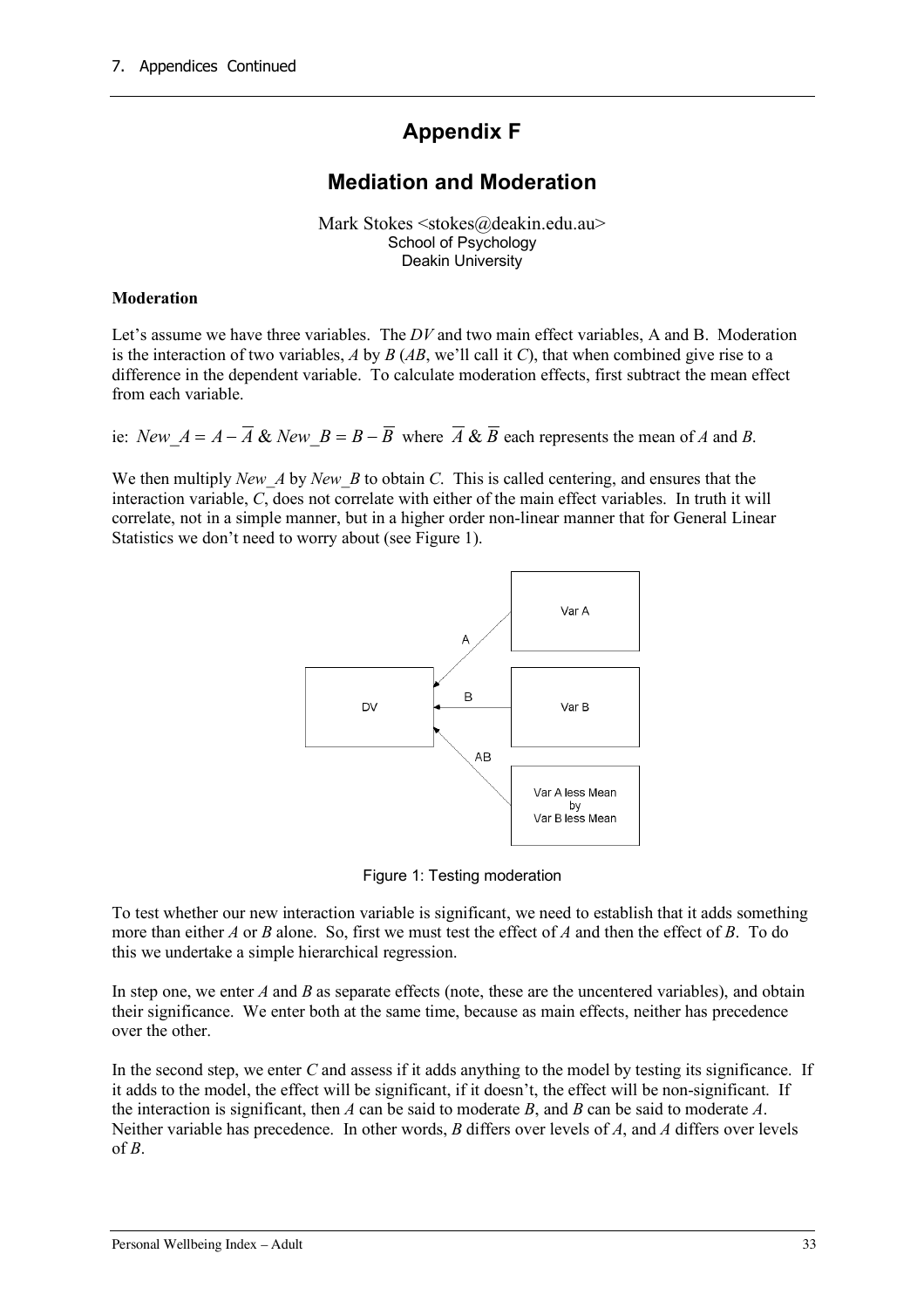# Appendix F

## Mediation and Moderation

Mark Stokes <stokes@deakin.edu.au>
School of Psychology
Deakin University

**Moderation**

Let's assume we have three variables. The *DV* and two main effect variables, A and B. Moderation is the interaction of two variables, *A* by *B* (*AB*, we'll call it *C*), that when combined give rise to a difference in the dependent variable. To calculate moderation effects, first subtract the mean effect from each variable.

ie: $New\_A = A - \overline{A}$ & $New\_B = B - \overline{B}$ where $\overline{A}$ & $\overline{B}$ each represents the mean of *A* and *B*.

We then multiply *New_A* by *New_B* to obtain *C*. This is called centering, and ensures that the interaction variable, *C*, does not correlate with either of the main effect variables. In truth it will correlate, not in a simple manner, but in a higher order non-linear manner that for General Linear Statistics we don't need to worry about (see Figure 1).

Figure 1: Testing moderation

To test whether our new interaction variable is significant, we need to establish that it adds something more than either *A* or *B* alone. So, first we must test the effect of *A* and then the effect of *B*. To do this we undertake a simple hierarchical regression.

In step one, we enter *A* and *B* as separate effects (note, these are the uncentered variables), and obtain their significance. We enter both at the same time, because as main effects, neither has precedence over the other.

In the second step, we enter *C* and assess if it adds anything to the model by testing its significance. If it adds to the model, the effect will be significant, if it doesn't, the effect will be non-significant. If the interaction is significant, then *A* can be said to moderate *B*, and *B* can be said to moderate *A*. Neither variable has precedence. In other words, *B* differs over levels of *A*, and *A* differs over levels of *B*.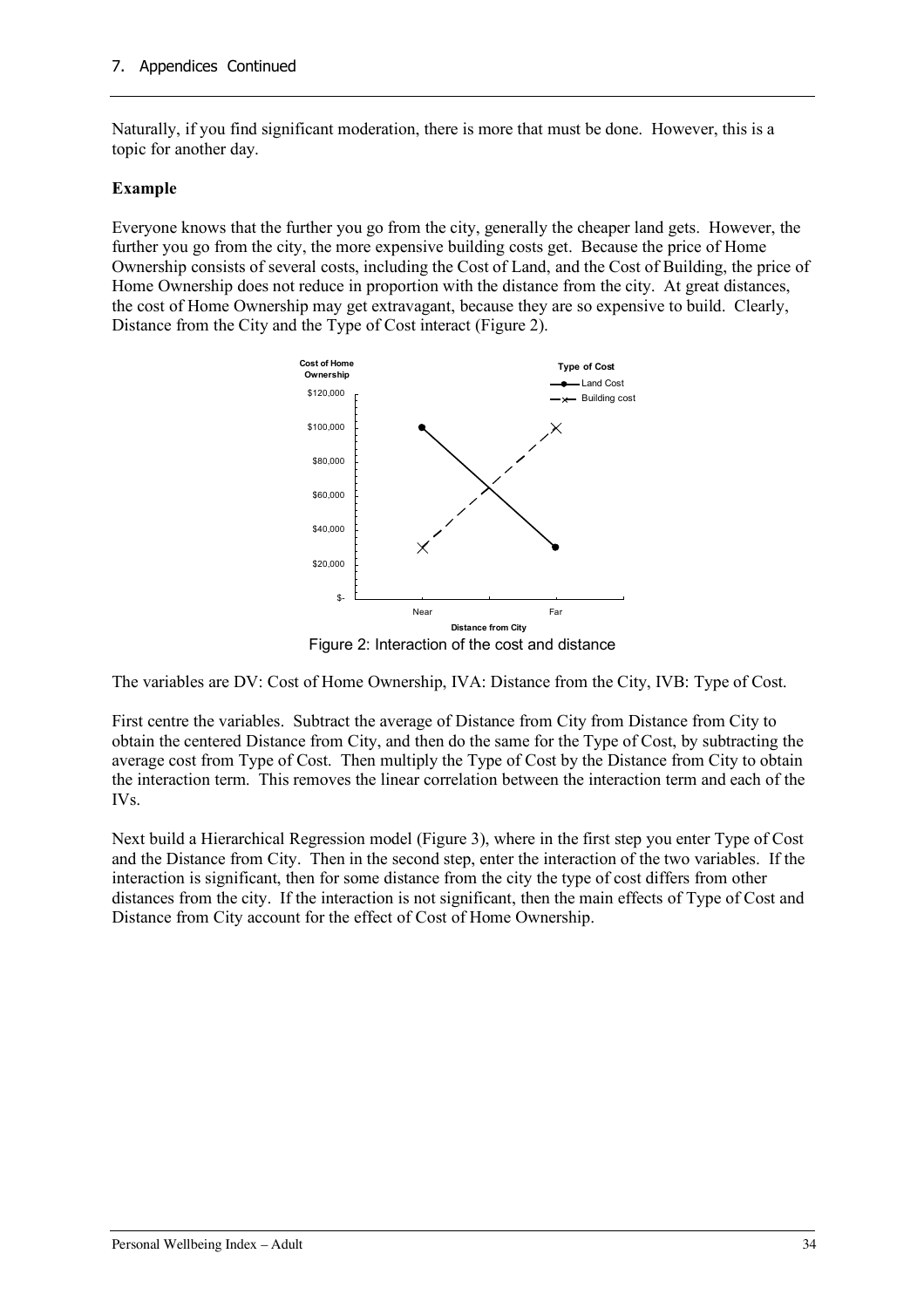Naturally, if you find significant moderation, there is more that must be done. However, this is a topic for another day.

**Example**

Everyone knows that the further you go from the city, generally the cheaper land gets. However, the further you go from the city, the more expensive building costs get. Because the price of Home Ownership consists of several costs, including the Cost of Land, and the Cost of Building, the price of Home Ownership does not reduce in proportion with the distance from the city. At great distances, the cost of Home Ownership may get extravagant, because they are so expensive to build. Clearly, Distance from the City and the Type of Cost interact (Figure 2).

Figure 2: Interaction of the cost and distance

The variables are DV: Cost of Home Ownership, IVA: Distance from the City, IVB: Type of Cost.

First centre the variables. Subtract the average of Distance from City from Distance from City to obtain the centered Distance from City, and then do the same for the Type of Cost, by subtracting the average cost from Type of Cost. Then multiply the Type of Cost by the Distance from City to obtain the interaction term. This removes the linear correlation between the interaction term and each of the IVs.

Next build a Hierarchical Regression model (Figure 3), where in the first step you enter Type of Cost and the Distance from City. Then in the second step, enter the interaction of the two variables. If the interaction is significant, then for some distance from the city the type of cost differs from other distances from the city. If the interaction is not significant, then the main effects of Type of Cost and Distance from City account for the effect of Cost of Home Ownership.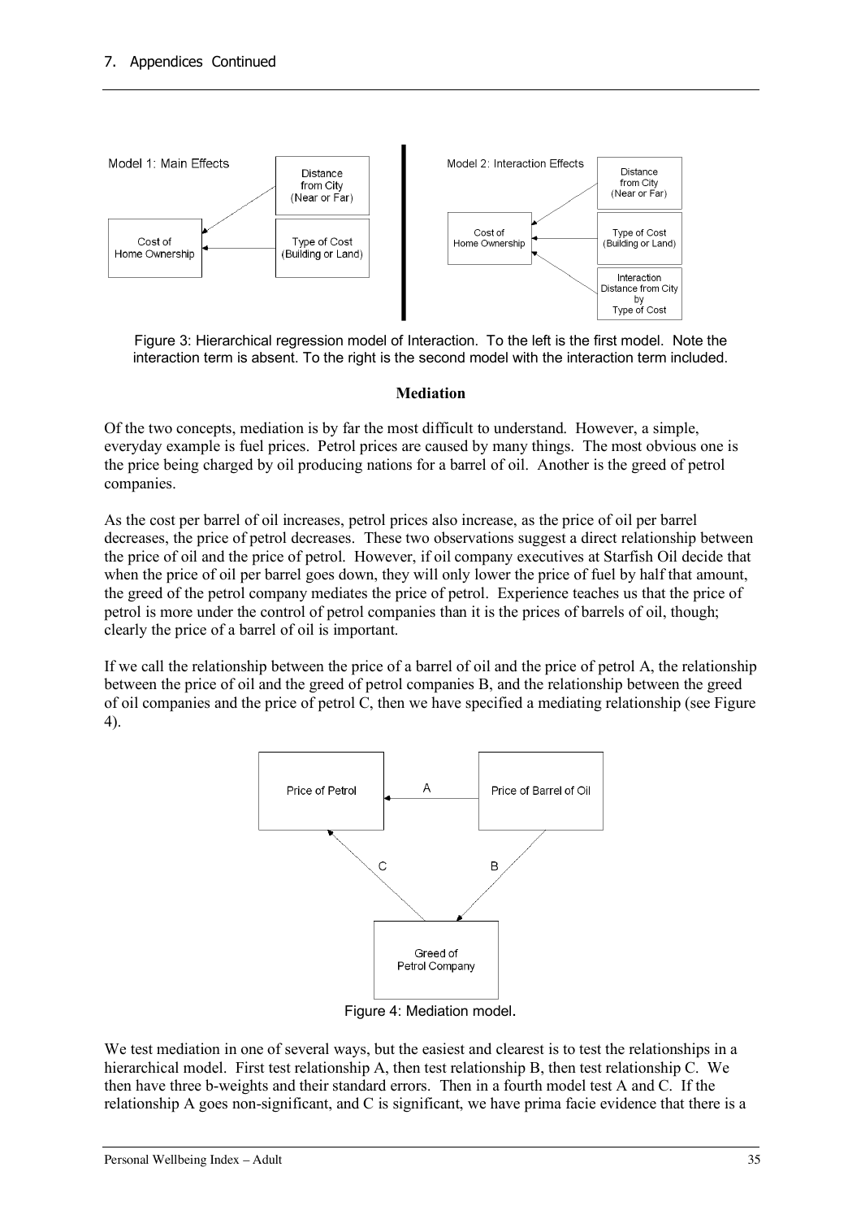Figure 3: Hierarchical regression model of Interaction. To the left is the first model. Note the interaction term is absent. To the right is the second model with the interaction term included.

### Mediation

Of the two concepts, mediation is by far the most difficult to understand. However, a simple, everyday example is fuel prices. Petrol prices are caused by many things. The most obvious one is the price being charged by oil producing nations for a barrel of oil. Another is the greed of petrol companies.

As the cost per barrel of oil increases, petrol prices also increase, as the price of oil per barrel decreases, the price of petrol decreases. These two observations suggest a direct relationship between the price of oil and the price of petrol. However, if oil company executives at Starfish Oil decide that when the price of oil per barrel goes down, they will only lower the price of fuel by half that amount, the greed of the petrol company mediates the price of petrol. Experience teaches us that the price of petrol is more under the control of petrol companies than it is the prices of barrels of oil, though; clearly the price of a barrel of oil is important.

If we call the relationship between the price of a barrel of oil and the price of petrol A, the relationship between the price of oil and the greed of petrol companies B, and the relationship between the greed of oil companies and the price of petrol C, then we have specified a mediating relationship (see Figure 4).

Figure 4: Mediation model.

We test mediation in one of several ways, but the easiest and clearest is to test the relationships in a hierarchical model. First test relationship A, then test relationship B, then test relationship C. We then have three b-weights and their standard errors. Then in a fourth model test A and C. If the relationship A goes non-significant, and C is significant, we have prima facie evidence that there is a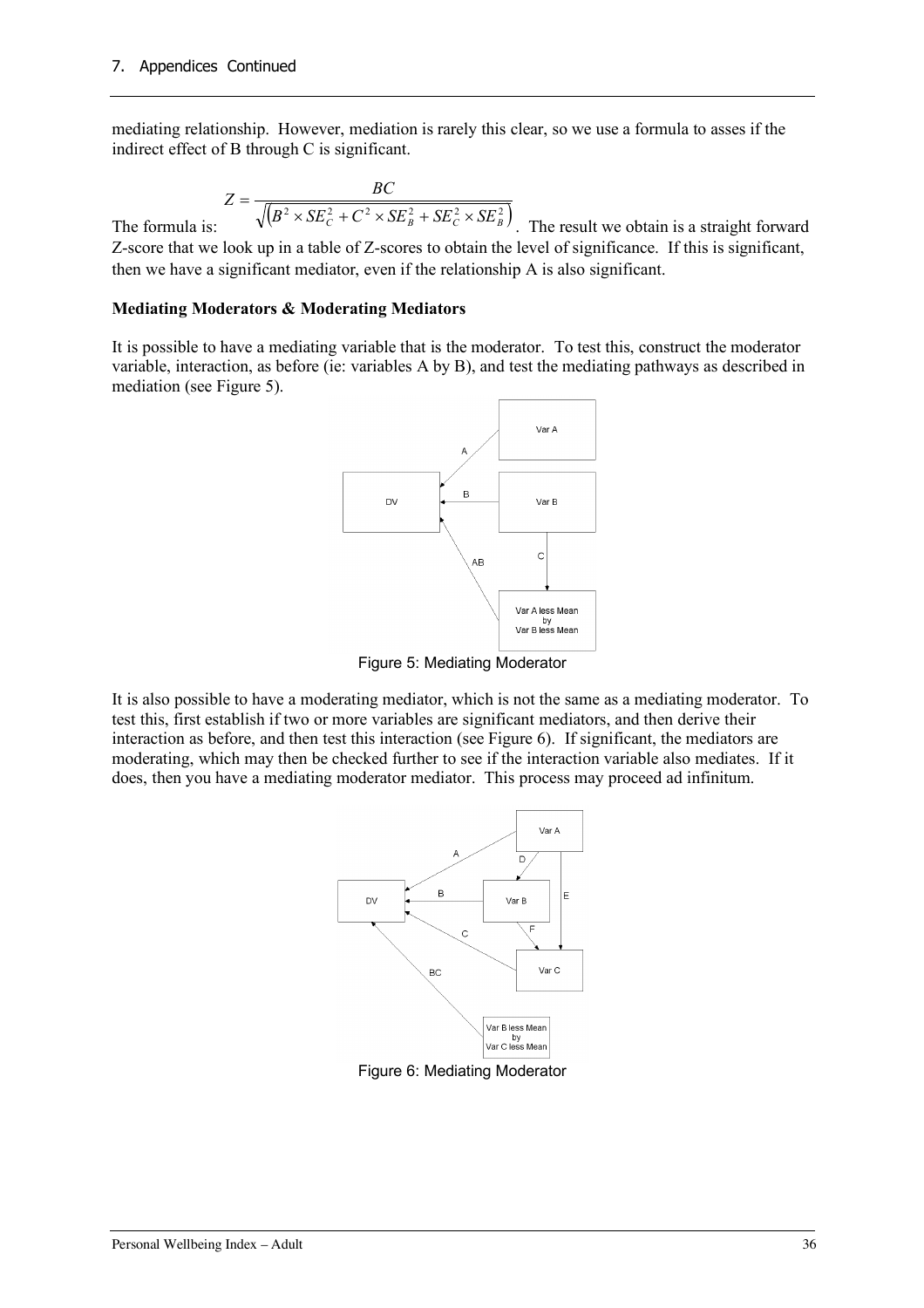mediating relationship. However, mediation is rarely this clear, so we use a formula to asses if the indirect effect of B through C is significant.

The formula is: $Z = \frac{BC}{\sqrt{\left(B^2 \times SE_C^2 + C^2 \times SE_B^2 + SE_C^2 \times SE_B^2\right)}}$. The result we obtain is a straight forward Z-score that we look up in a table of Z-scores to obtain the level of significance. If this is significant, then we have a significant mediator, even if the relationship A is also significant.

**Mediating Moderators & Moderating Mediators**

It is possible to have a mediating variable that is the moderator. To test this, construct the moderator variable, interaction, as before (ie: variables A by B), and test the mediating pathways as described in mediation (see Figure 5).

Figure 5: Mediating Moderator

It is also possible to have a moderating mediator, which is not the same as a mediating moderator. To test this, first establish if two or more variables are significant mediators, and then derive their interaction as before, and then test this interaction (see Figure 6). If significant, the mediators are moderating, which may then be checked further to see if the interaction variable also mediates. If it does, then you have a mediating moderator mediator. This process may proceed ad infinitum.

Figure 6: Mediating Moderator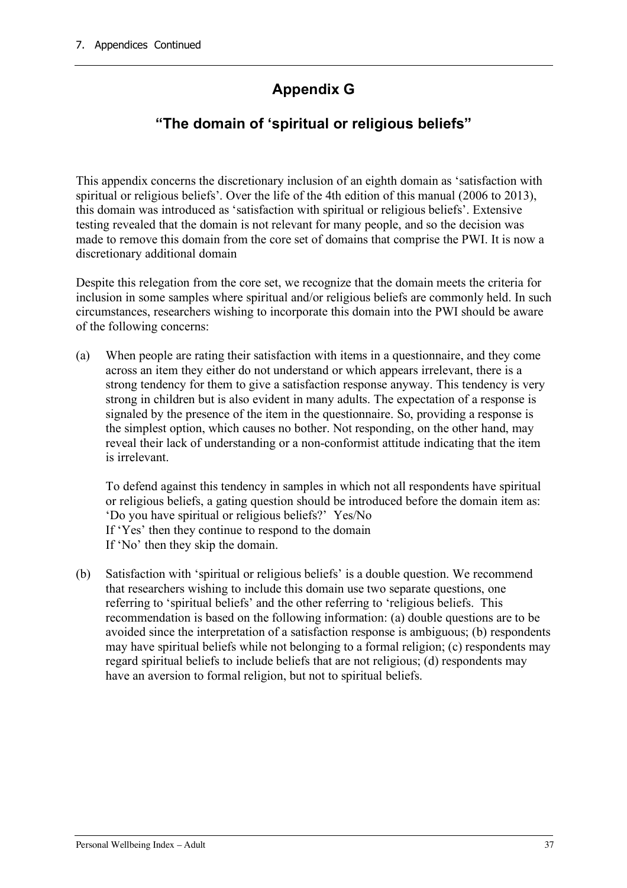# Appendix G

## "The domain of 'spiritual or religious beliefs"

This appendix concerns the discretionary inclusion of an eighth domain as 'satisfaction with spiritual or religious beliefs'. Over the life of the 4th edition of this manual (2006 to 2013), this domain was introduced as 'satisfaction with spiritual or religious beliefs'. Extensive testing revealed that the domain is not relevant for many people, and so the decision was made to remove this domain from the core set of domains that comprise the PWI. It is now a discretionary additional domain

Despite this relegation from the core set, we recognize that the domain meets the criteria for inclusion in some samples where spiritual and/or religious beliefs are commonly held. In such circumstances, researchers wishing to incorporate this domain into the PWI should be aware of the following concerns:

(a) When people are rating their satisfaction with items in a questionnaire, and they come across an item they either do not understand or which appears irrelevant, there is a strong tendency for them to give a satisfaction response anyway. This tendency is very strong in children but is also evident in many adults. The expectation of a response is signaled by the presence of the item in the questionnaire. So, providing a response is the simplest option, which causes no bother. Not responding, on the other hand, may reveal their lack of understanding or a non-conformist attitude indicating that the item is irrelevant.

   To defend against this tendency in samples in which not all respondents have spiritual or religious beliefs, a gating question should be introduced before the domain item as:
   'Do you have spiritual or religious beliefs?' Yes/No
   If 'Yes' then they continue to respond to the domain
   If 'No' then they skip the domain.

(b) Satisfaction with 'spiritual or religious beliefs' is a double question. We recommend that researchers wishing to include this domain use two separate questions, one referring to 'spiritual beliefs' and the other referring to 'religious beliefs. This recommendation is based on the following information: (a) double questions are to be avoided since the interpretation of a satisfaction response is ambiguous; (b) respondents may have spiritual beliefs while not belonging to a formal religion; (c) respondents may regard spiritual beliefs to include beliefs that are not religious; (d) respondents may have an aversion to formal religion, but not to spiritual beliefs.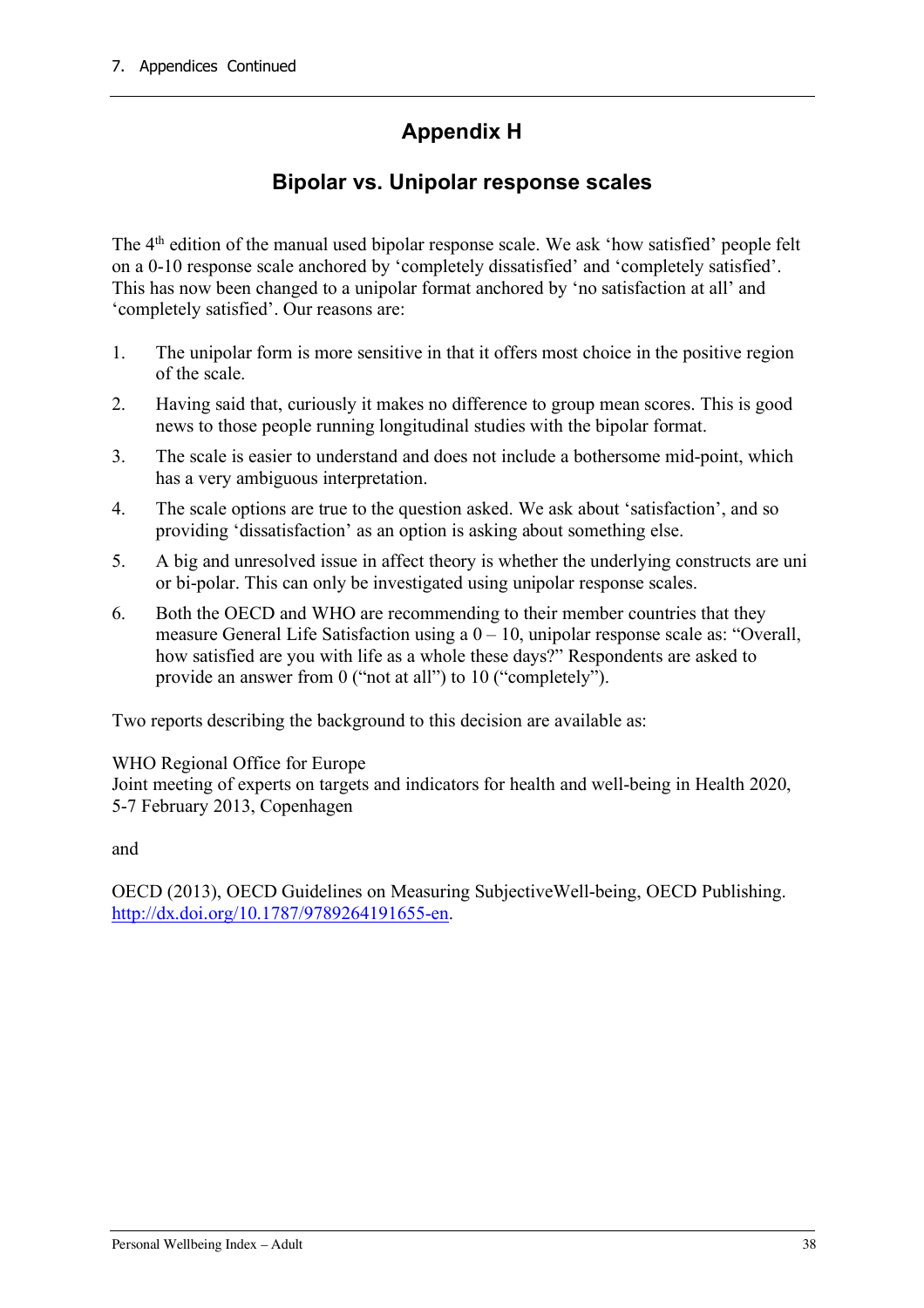# Appendix H

## Bipolar vs. Unipolar response scales

The 4th edition of the manual used bipolar response scale. We ask 'how satisfied' people felt on a 0-10 response scale anchored by 'completely dissatisfied' and 'completely satisfied'. This has now been changed to a unipolar format anchored by 'no satisfaction at all' and 'completely satisfied'. Our reasons are:

1. The unipolar form is more sensitive in that it offers most choice in the positive region of the scale.
2. Having said that, curiously it makes no difference to group mean scores. This is good news to those people running longitudinal studies with the bipolar format.
3. The scale is easier to understand and does not include a bothersome mid-point, which has a very ambiguous interpretation.
4. The scale options are true to the question asked. We ask about 'satisfaction', and so providing 'dissatisfaction' as an option is asking about something else.
5. A big and unresolved issue in affect theory is whether the underlying constructs are uni or bi-polar. This can only be investigated using unipolar response scales.
6. Both the OECD and WHO are recommending to their member countries that they measure General Life Satisfaction using a 0 – 10, unipolar response scale as: "Overall, how satisfied are you with life as a whole these days?" Respondents are asked to provide an answer from 0 ("not at all") to 10 ("completely").

Two reports describing the background to this decision are available as:

WHO Regional Office for Europe
Joint meeting of experts on targets and indicators for health and well-being in Health 2020, 5-7 February 2013, Copenhagen

and

OECD (2013), OECD Guidelines on Measuring SubjectiveWell-being, OECD Publishing. http://dx.doi.org/10.1787/9789264191655-en.